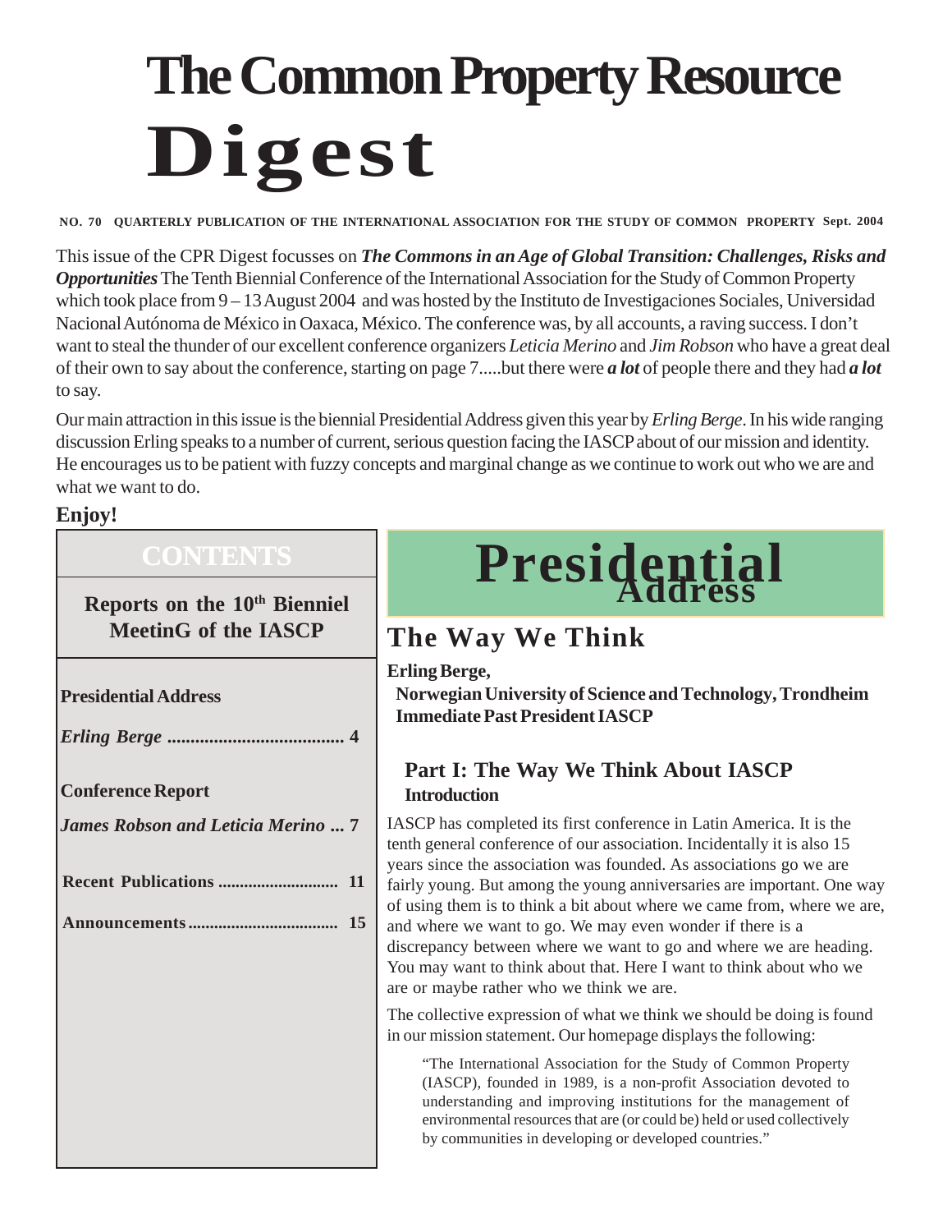# The Common Property Resource Digest

**NO. 70 QUARTERLY PUBLICATION OF THE INTERNATIONAL ASSOCIATION FOR THE STUDY OF COMMON PROPERTY Sept. 2004**

This issue of the CPR Digest focusses on ***The Commons in an Age of Global Transition: Challenges, Risks and Opportunities*** The Tenth Biennial Conference of the International Association for the Study of Common Property which took place from 9 – 13 August 2004 and was hosted by the Instituto de Investigaciones Sociales, Universidad Nacional Autónoma de México in Oaxaca, México. The conference was, by all accounts, a raving success. I don't want to steal the thunder of our excellent conference organizers *Leticia Merino* and *Jim Robson* who have a great deal of their own to say about the conference, starting on page 7.....but there were ***a lot*** of people there and they had ***a lot*** to say.

Our main attraction in this issue is the biennial Presidential Address given this year by *Erling Berge*. In his wide ranging discussion Erling speaks to a number of current, serious question facing the IASCP about of our mission and identity. He encourages us to be patient with fuzzy concepts and marginal change as we continue to work out who we are and what we want to do.

**Enjoy!**

## CONTENTS

**Reports on the 10th Bienniel MeetinG of the IASCP**

**Presidential Address**

***Erling Berge* ..................................... 4**

**Conference Report**

***James Robson and Leticia Merino* ... 7**

**Recent Publications ............................ 11**

**Announcements .................................. 15**

# Presidential Address

## The Way We Think

**Erling Berge,**
**Norwegian University of Science and Technology, Trondheim**
**Immediate Past President IASCP**

### Part I: The Way We Think About IASCP

#### Introduction

IASCP has completed its first conference in Latin America. It is the tenth general conference of our association. Incidentally it is also 15 years since the association was founded. As associations go we are fairly young. But among the young anniversaries are important. One way of using them is to think a bit about where we came from, where we are, and where we want to go. We may even wonder if there is a discrepancy between where we want to go and where we are heading. You may want to think about that. Here I want to think about who we are or maybe rather who we think we are.

The collective expression of what we think we should be doing is found in our mission statement. Our homepage displays the following:

> "The International Association for the Study of Common Property (IASCP), founded in 1989, is a non-profit Association devoted to understanding and improving institutions for the management of environmental resources that are (or could be) held or used collectively by communities in developing or developed countries."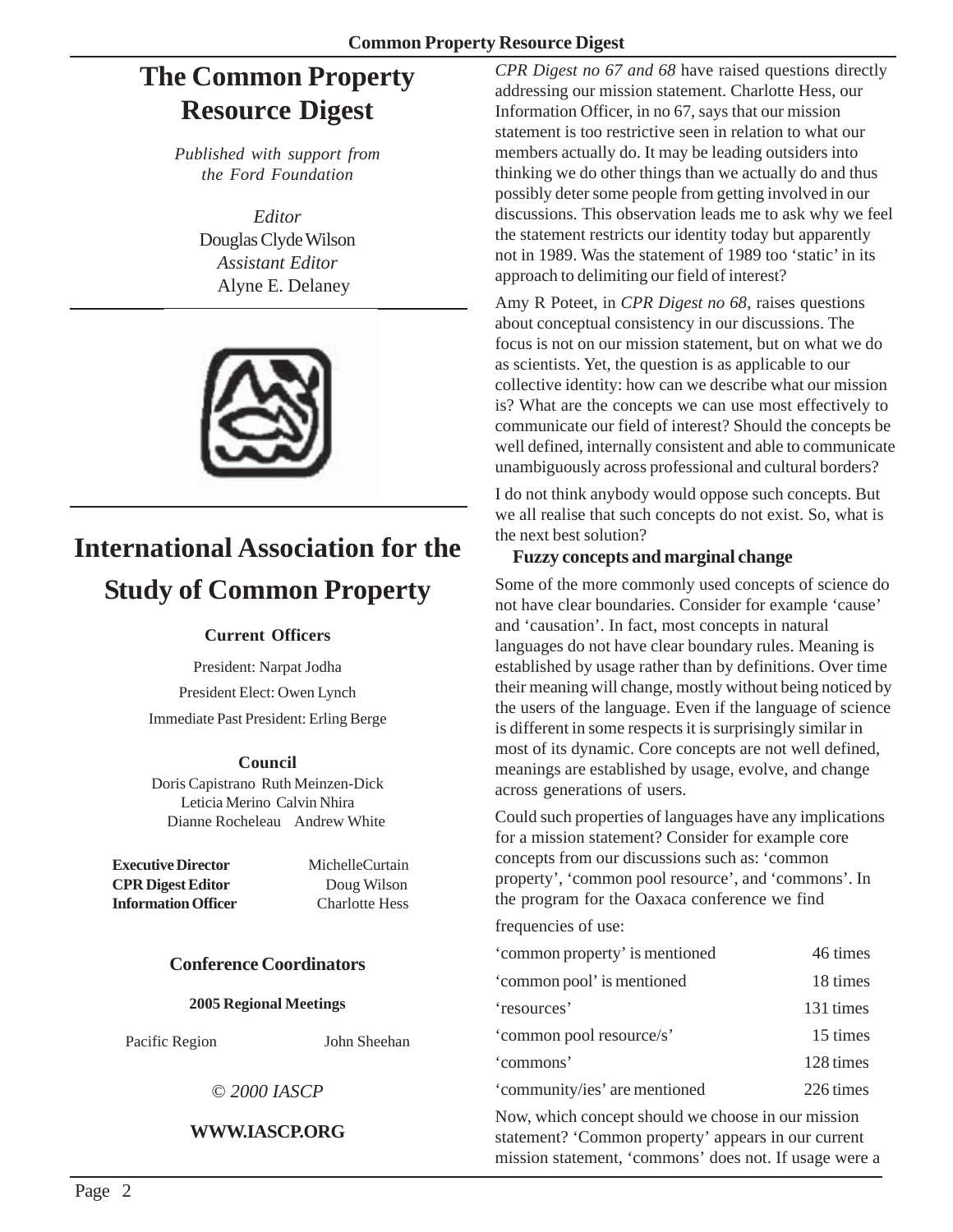# The Common Property Resource Digest

*Published with support from the Ford Foundation*

*Editor*
Douglas Clyde Wilson
*Assistant Editor*
Alyne E. Delaney

# International Association for the Study of Common Property

**Current Officers**

President: Narpat Jodha

President Elect: Owen Lynch

Immediate Past President: Erling Berge

**Council**

Doris Capistrano Ruth Meinzen-Dick
Leticia Merino Calvin Nhira
Dianne Rocheleau Andrew White

| | |
|---|---|
| **Executive Director** | MichelleCurtain |
| **CPR Digest Editor** | Doug Wilson |
| **Information Officer** | Charlotte Hess |

**Conference Coordinators**

**2005 Regional Meetings**

Pacific Region John Sheehan

*© 2000 IASCP*

**WWW.IASCP.ORG**

*CPR Digest no 67 and 68* have raised questions directly addressing our mission statement. Charlotte Hess, our Information Officer, in no 67, says that our mission statement is too restrictive seen in relation to what our members actually do. It may be leading outsiders into thinking we do other things than we actually do and thus possibly deter some people from getting involved in our discussions. This observation leads me to ask why we feel the statement restricts our identity today but apparently not in 1989. Was the statement of 1989 too 'static' in its approach to delimiting our field of interest?

Amy R Poteet, in *CPR Digest no 68*, raises questions about conceptual consistency in our discussions. The focus is not on our mission statement, but on what we do as scientists. Yet, the question is as applicable to our collective identity: how can we describe what our mission is? What are the concepts we can use most effectively to communicate our field of interest? Should the concepts be well defined, internally consistent and able to communicate unambiguously across professional and cultural borders?

I do not think anybody would oppose such concepts. But we all realise that such concepts do not exist. So, what is the next best solution?

### Fuzzy concepts and marginal change

Some of the more commonly used concepts of science do not have clear boundaries. Consider for example 'cause' and 'causation'. In fact, most concepts in natural languages do not have clear boundary rules. Meaning is established by usage rather than by definitions. Over time their meaning will change, mostly without being noticed by the users of the language. Even if the language of science is different in some respects it is surprisingly similar in most of its dynamic. Core concepts are not well defined, meanings are established by usage, evolve, and change across generations of users.

Could such properties of languages have any implications for a mission statement? Consider for example core concepts from our discussions such as: 'common property', 'common pool resource', and 'commons'. In the program for the Oaxaca conference we find frequencies of use:

| | |
|---|---|
| 'common property' is mentioned | 46 times |
| 'common pool' is mentioned | 18 times |
| 'resources' | 131 times |
| 'common pool resource/s' | 15 times |
| 'commons' | 128 times |
| 'community/ies' are mentioned | 226 times |

Now, which concept should we choose in our mission statement? 'Common property' appears in our current mission statement, 'commons' does not. If usage were a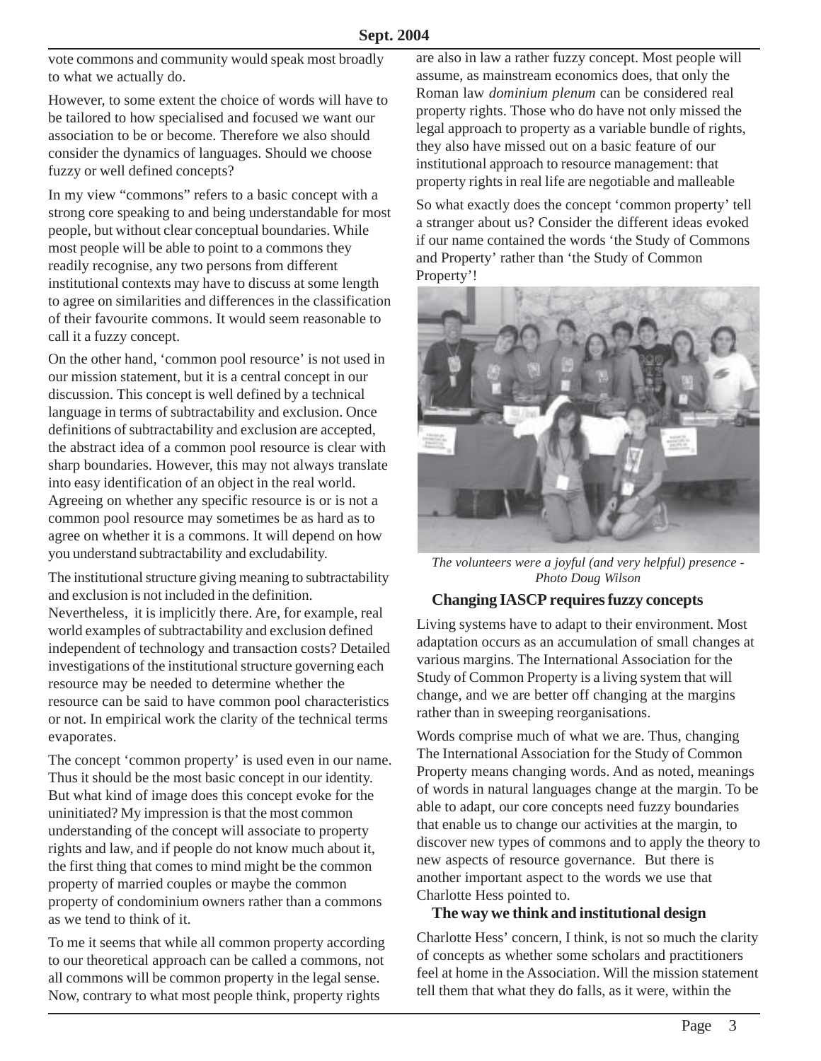vote commons and community would speak most broadly to what we actually do.

However, to some extent the choice of words will have to be tailored to how specialised and focused we want our association to be or become. Therefore we also should consider the dynamics of languages. Should we choose fuzzy or well defined concepts?

In my view "commons" refers to a basic concept with a strong core speaking to and being understandable for most people, but without clear conceptual boundaries. While most people will be able to point to a commons they readily recognise, any two persons from different institutional contexts may have to discuss at some length to agree on similarities and differences in the classification of their favourite commons. It would seem reasonable to call it a fuzzy concept.

On the other hand, 'common pool resource' is not used in our mission statement, but it is a central concept in our discussion. This concept is well defined by a technical language in terms of subtractability and exclusion. Once definitions of subtractability and exclusion are accepted, the abstract idea of a common pool resource is clear with sharp boundaries. However, this may not always translate into easy identification of an object in the real world. Agreeing on whether any specific resource is or is not a common pool resource may sometimes be as hard as to agree on whether it is a commons. It will depend on how you understand subtractability and excludability.

The institutional structure giving meaning to subtractability and exclusion is not included in the definition. Nevertheless, it is implicitly there. Are, for example, real world examples of subtractability and exclusion defined independent of technology and transaction costs? Detailed investigations of the institutional structure governing each resource may be needed to determine whether the resource can be said to have common pool characteristics or not. In empirical work the clarity of the technical terms evaporates.

The concept 'common property' is used even in our name. Thus it should be the most basic concept in our identity. But what kind of image does this concept evoke for the uninitiated? My impression is that the most common understanding of the concept will associate to property rights and law, and if people do not know much about it, the first thing that comes to mind might be the common property of married couples or maybe the common property of condominium owners rather than a commons as we tend to think of it.

To me it seems that while all common property according to our theoretical approach can be called a commons, not all commons will be common property in the legal sense. Now, contrary to what most people think, property rights are also in law a rather fuzzy concept. Most people will assume, as mainstream economics does, that only the Roman law *dominium plenum* can be considered real property rights. Those who do have not only missed the legal approach to property as a variable bundle of rights, they also have missed out on a basic feature of our institutional approach to resource management: that property rights in real life are negotiable and malleable

So what exactly does the concept 'common property' tell a stranger about us? Consider the different ideas evoked if our name contained the words 'the Study of Commons and Property' rather than 'the Study of Common Property'!

*The volunteers were a joyful (and very helpful) presence - Photo Doug Wilson*

### Changing IASCP requires fuzzy concepts

Living systems have to adapt to their environment. Most adaptation occurs as an accumulation of small changes at various margins. The International Association for the Study of Common Property is a living system that will change, and we are better off changing at the margins rather than in sweeping reorganisations.

Words comprise much of what we are. Thus, changing The International Association for the Study of Common Property means changing words. And as noted, meanings of words in natural languages change at the margin. To be able to adapt, our core concepts need fuzzy boundaries that enable us to change our activities at the margin, to discover new types of commons and to apply the theory to new aspects of resource governance. But there is another important aspect to the words we use that Charlotte Hess pointed to.

### The way we think and institutional design

Charlotte Hess' concern, I think, is not so much the clarity of concepts as whether some scholars and practitioners feel at home in the Association. Will the mission statement tell them that what they do falls, as it were, within the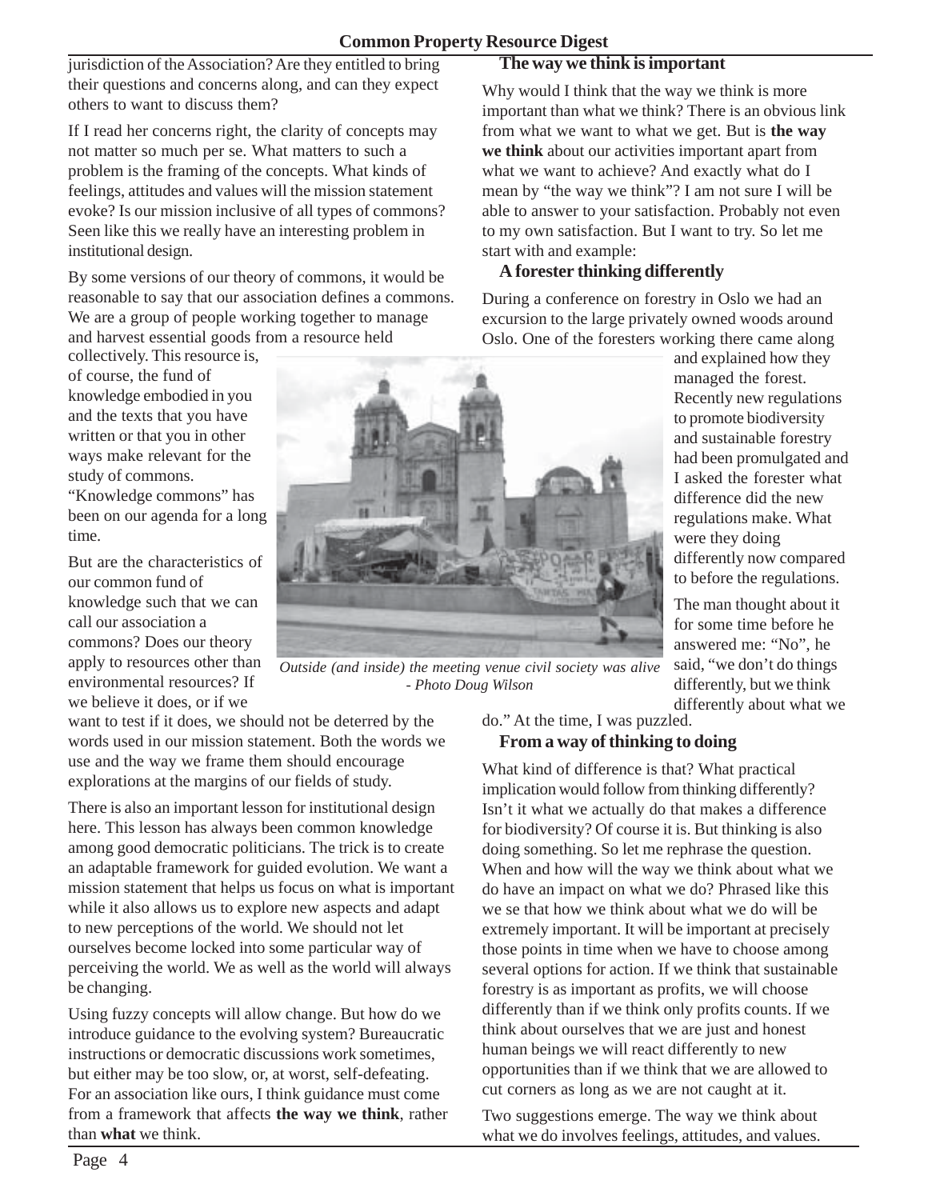jurisdiction of the Association? Are they entitled to bring their questions and concerns along, and can they expect others to want to discuss them?

If I read her concerns right, the clarity of concepts may not matter so much per se. What matters to such a problem is the framing of the concepts. What kinds of feelings, attitudes and values will the mission statement evoke? Is our mission inclusive of all types of commons? Seen like this we really have an interesting problem in institutional design.

By some versions of our theory of commons, it would be reasonable to say that our association defines a commons. We are a group of people working together to manage and harvest essential goods from a resource held collectively. This resource is, of course, the fund of knowledge embodied in you and the texts that you have written or that you in other ways make relevant for the study of commons. "Knowledge commons" has been on our agenda for a long time.

But are the characteristics of our common fund of knowledge such that we can call our association a commons? Does our theory apply to resources other than environmental resources? If we believe it does, or if we want to test if it does, we should not be deterred by the words used in our mission statement. Both the words we use and the way we frame them should encourage explorations at the margins of our fields of study.

*Outside (and inside) the meeting venue civil society was alive - Photo Doug Wilson*

There is also an important lesson for institutional design here. This lesson has always been common knowledge among good democratic politicians. The trick is to create an adaptable framework for guided evolution. We want a mission statement that helps us focus on what is important while it also allows us to explore new aspects and adapt to new perceptions of the world. We should not let ourselves become locked into some particular way of perceiving the world. We as well as the world will always be changing.

Using fuzzy concepts will allow change. But how do we introduce guidance to the evolving system? Bureaucratic instructions or democratic discussions work sometimes, but either may be too slow, or, at worst, self-defeating. For an association like ours, I think guidance must come from a framework that affects **the way we think**, rather than **what** we think.

## The way we think is important

Why would I think that the way we think is more important than what we think? There is an obvious link from what we want to what we get. But is **the way we think** about our activities important apart from what we want to achieve? And exactly what do I mean by "the way we think"? I am not sure I will be able to answer to your satisfaction. Probably not even to my own satisfaction. But I want to try. So let me start with and example:

## A forester thinking differently

During a conference on forestry in Oslo we had an excursion to the large privately owned woods around Oslo. One of the foresters working there came along and explained how they managed the forest. Recently new regulations to promote biodiversity and sustainable forestry had been promulgated and I asked the forester what difference did the new regulations make. What were they doing differently now compared to before the regulations.

The man thought about it for some time before he answered me: "No", he said, "we don't do things differently, but we think differently about what we do." At the time, I was puzzled.

## From a way of thinking to doing

What kind of difference is that? What practical implication would follow from thinking differently? Isn't it what we actually do that makes a difference for biodiversity? Of course it is. But thinking is also doing something. So let me rephrase the question. When and how will the way we think about what we do have an impact on what we do? Phrased like this we se that how we think about what we do will be extremely important. It will be important at precisely those points in time when we have to choose among several options for action. If we think that sustainable forestry is as important as profits, we will choose differently than if we think only profits counts. If we think about ourselves that we are just and honest human beings we will react differently to new opportunities than if we think that we are allowed to cut corners as long as we are not caught at it.

Two suggestions emerge. The way we think about what we do involves feelings, attitudes, and values.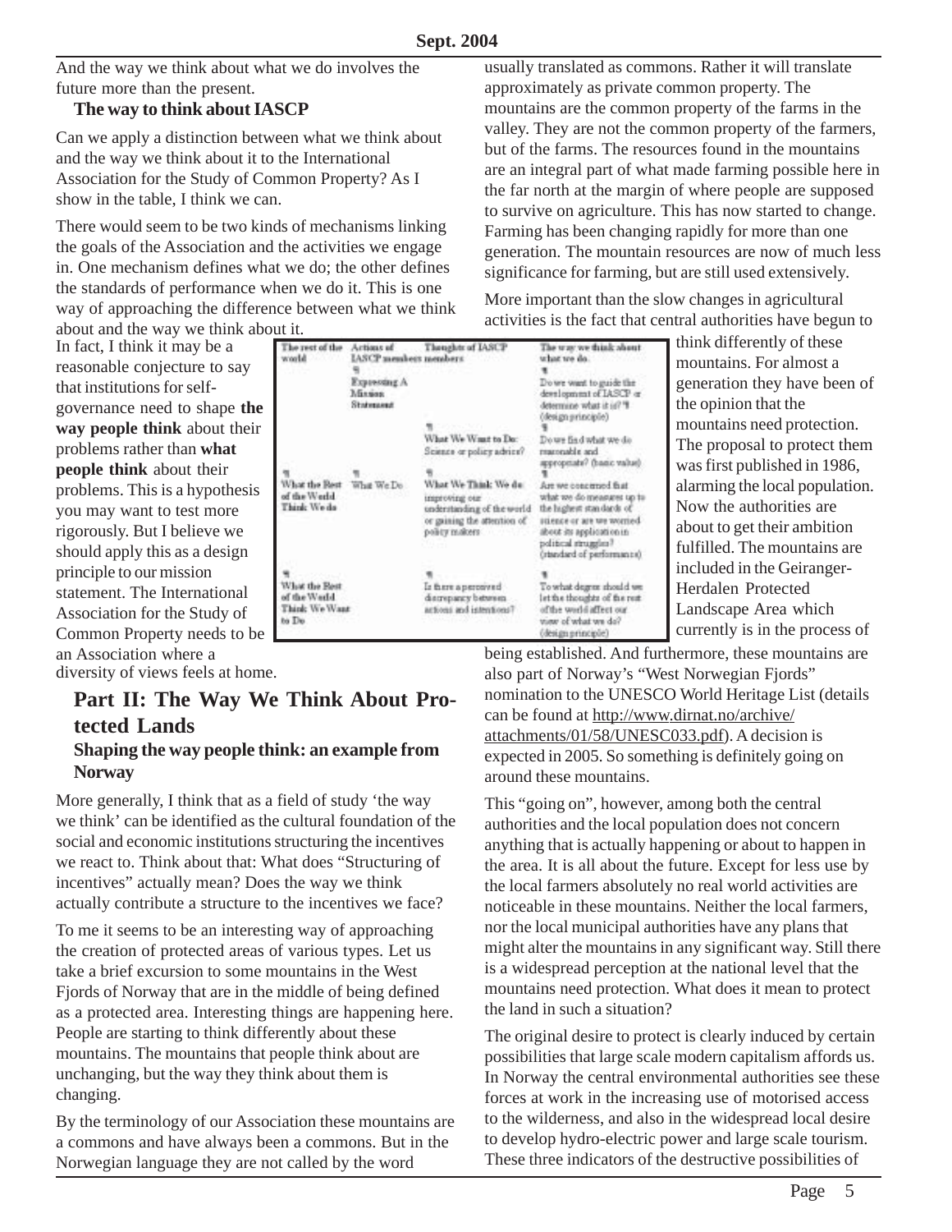And the way we think about what we do involves the future more than the present.

### The way to think about IASCP

Can we apply a distinction between what we think about and the way we think about it to the International Association for the Study of Common Property? As I show in the table, I think we can.

There would seem to be two kinds of mechanisms linking the goals of the Association and the activities we engage in. One mechanism defines what we do; the other defines the standards of performance when we do it. This is one way of approaching the difference between what we think about and the way we think about it.

| The rest of the world | Actions of IASCP members members | Thoughts of IASCP | The way we think about what we do. |
|---|---|---|---|
| | Expressing A Mission Statement | | Do we want to guide the development of IASCP or determine what it is? (design principle) |
| | | What We Want to Do: Science or policy advice? | Do we find what we do reasonable and appropriate? (basic value) |
| What the Rest of the World Think We do | What We Do | What We Think We do: improving our understanding of the world or gaining the attention of policy makers | Are we concerned that what we do measures up to the highest standards of science or are we worried about its application in political struggles? (standard of performance) |
| What the Rest of the World Think We Want to Do | | Is there a perceived discrepancy between actions and intentions? | To what degree should we let the thoughts of the rest of the world affect our view of what we do? (design principle) |

In fact, I think it may be a reasonable conjecture to say that institutions for self-governance need to shape **the way people think** about their problems rather than **what people think** about their problems. This is a hypothesis you may want to test more rigorously. But I believe we should apply this as a design principle to our mission statement. The International Association for the Study of Common Property needs to be an Association where a diversity of views feels at home.

## Part II: The Way We Think About Protected Lands

### Shaping the way people think: an example from Norway

More generally, I think that as a field of study 'the way we think' can be identified as the cultural foundation of the social and economic institutions structuring the incentives we react to. Think about that: What does "Structuring of incentives" actually mean? Does the way we think actually contribute a structure to the incentives we face?

To me it seems to be an interesting way of approaching the creation of protected areas of various types. Let us take a brief excursion to some mountains in the West Fjords of Norway that are in the middle of being defined as a protected area. Interesting things are happening here. People are starting to think differently about these mountains. The mountains that people think about are unchanging, but the way they think about them is changing.

By the terminology of our Association these mountains are a commons and have always been a commons. But in the Norwegian language they are not called by the word usually translated as commons. Rather it will translate approximately as private common property. The mountains are the common property of the farms in the valley. They are not the common property of the farmers, but of the farms. The resources found in the mountains are an integral part of what made farming possible here in the far north at the margin of where people are supposed to survive on agriculture. This has now started to change. Farming has been changing rapidly for more than one generation. The mountain resources are now of much less significance for farming, but are still used extensively.

More important than the slow changes in agricultural activities is the fact that central authorities have begun to think differently of these mountains. For almost a generation they have been of the opinion that the mountains need protection. The proposal to protect them was first published in 1986, alarming the local population. Now the authorities are about to get their ambition fulfilled. The mountains are included in the Geiranger-Herdalen Protected Landscape Area which currently is in the process of being established. And furthermore, these mountains are also part of Norway's "West Norwegian Fjords" nomination to the UNESCO World Heritage List (details can be found at http://www.dirnat.no/archive/attachments/01/58/UNESC033.pdf). A decision is expected in 2005. So something is definitely going on around these mountains.

This "going on", however, among both the central authorities and the local population does not concern anything that is actually happening or about to happen in the area. It is all about the future. Except for less use by the local farmers absolutely no real world activities are noticeable in these mountains. Neither the local farmers, nor the local municipal authorities have any plans that might alter the mountains in any significant way. Still there is a widespread perception at the national level that the mountains need protection. What does it mean to protect the land in such a situation?

The original desire to protect is clearly induced by certain possibilities that large scale modern capitalism affords us. In Norway the central environmental authorities see these forces at work in the increasing use of motorised access to the wilderness, and also in the widespread local desire to develop hydro-electric power and large scale tourism. These three indicators of the destructive possibilities of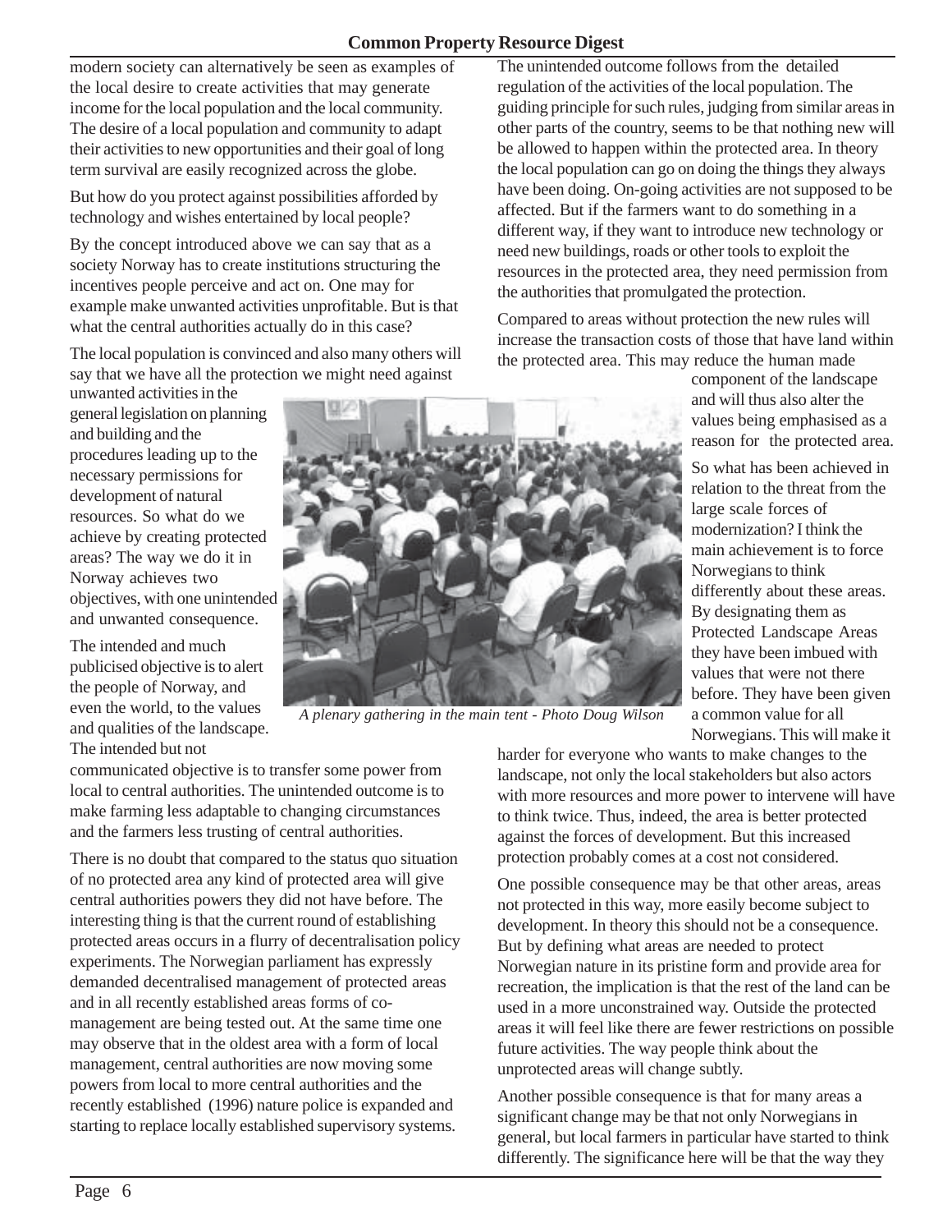modern society can alternatively be seen as examples of the local desire to create activities that may generate income for the local population and the local community. The desire of a local population and community to adapt their activities to new opportunities and their goal of long term survival are easily recognized across the globe.

But how do you protect against possibilities afforded by technology and wishes entertained by local people?

By the concept introduced above we can say that as a society Norway has to create institutions structuring the incentives people perceive and act on. One may for example make unwanted activities unprofitable. But is that what the central authorities actually do in this case?

The local population is convinced and also many others will say that we have all the protection we might need against unwanted activities in the general legislation on planning and building and the procedures leading up to the necessary permissions for development of natural resources. So what do we achieve by creating protected areas? The way we do it in Norway achieves two objectives, with one unintended and unwanted consequence.

The intended and much publicised objective is to alert the people of Norway, and even the world, to the values and qualities of the landscape. The intended but not communicated objective is to transfer some power from local to central authorities. The unintended outcome is to make farming less adaptable to changing circumstances and the farmers less trusting of central authorities.

There is no doubt that compared to the status quo situation of no protected area any kind of protected area will give central authorities powers they did not have before. The interesting thing is that the current round of establishing protected areas occurs in a flurry of decentralisation policy experiments. The Norwegian parliament has expressly demanded decentralised management of protected areas and in all recently established areas forms of co-management are being tested out. At the same time one may observe that in the oldest area with a form of local management, central authorities are now moving some powers from local to more central authorities and the recently established (1996) nature police is expanded and starting to replace locally established supervisory systems.

*A plenary gathering in the main tent - Photo Doug Wilson*

The unintended outcome follows from the detailed regulation of the activities of the local population. The guiding principle for such rules, judging from similar areas in other parts of the country, seems to be that nothing new will be allowed to happen within the protected area. In theory the local population can go on doing the things they always have been doing. On-going activities are not supposed to be affected. But if the farmers want to do something in a different way, if they want to introduce new technology or need new buildings, roads or other tools to exploit the resources in the protected area, they need permission from the authorities that promulgated the protection.

Compared to areas without protection the new rules will increase the transaction costs of those that have land within the protected area. This may reduce the human made component of the landscape and will thus also alter the values being emphasised as a reason for the protected area.

So what has been achieved in relation to the threat from the large scale forces of modernization? I think the main achievement is to force Norwegians to think differently about these areas. By designating them as Protected Landscape Areas they have been imbued with values that were not there before. They have been given a common value for all Norwegians. This will make it harder for everyone who wants to make changes to the landscape, not only the local stakeholders but also actors with more resources and more power to intervene will have to think twice. Thus, indeed, the area is better protected against the forces of development. But this increased protection probably comes at a cost not considered.

One possible consequence may be that other areas, areas not protected in this way, more easily become subject to development. In theory this should not be a consequence. But by defining what areas are needed to protect Norwegian nature in its pristine form and provide area for recreation, the implication is that the rest of the land can be used in a more unconstrained way. Outside the protected areas it will feel like there are fewer restrictions on possible future activities. The way people think about the unprotected areas will change subtly.

Another possible consequence is that for many areas a significant change may be that not only Norwegians in general, but local farmers in particular have started to think differently. The significance here will be that the way they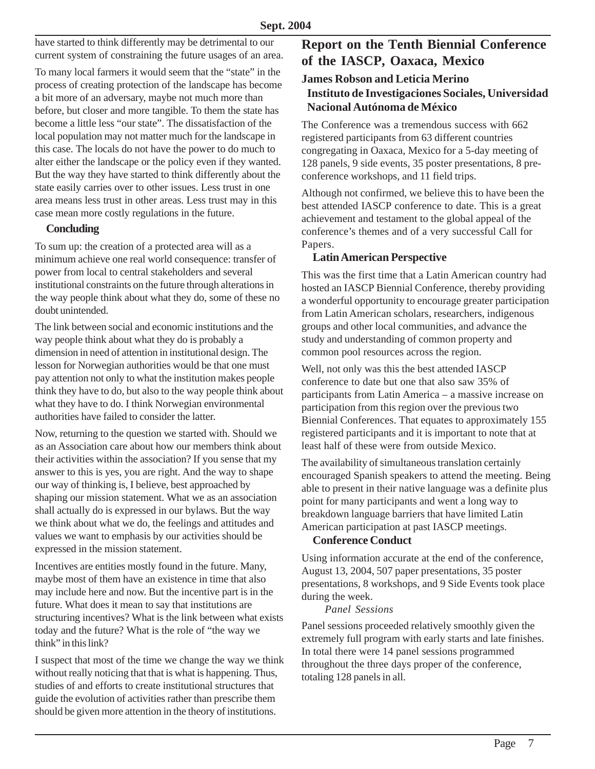have started to think differently may be detrimental to our current system of constraining the future usages of an area.

To many local farmers it would seem that the "state" in the process of creating protection of the landscape has become a bit more of an adversary, maybe not much more than before, but closer and more tangible. To them the state has become a little less "our state". The dissatisfaction of the local population may not matter much for the landscape in this case. The locals do not have the power to do much to alter either the landscape or the policy even if they wanted. But the way they have started to think differently about the state easily carries over to other issues. Less trust in one area means less trust in other areas. Less trust may in this case mean more costly regulations in the future.

### Concluding

To sum up: the creation of a protected area will as a minimum achieve one real world consequence: transfer of power from local to central stakeholders and several institutional constraints on the future through alterations in the way people think about what they do, some of these no doubt unintended.

The link between social and economic institutions and the way people think about what they do is probably a dimension in need of attention in institutional design. The lesson for Norwegian authorities would be that one must pay attention not only to what the institution makes people think they have to do, but also to the way people think about what they have to do. I think Norwegian environmental authorities have failed to consider the latter.

Now, returning to the question we started with. Should we as an Association care about how our members think about their activities within the association? If you sense that my answer to this is yes, you are right. And the way to shape our way of thinking is, I believe, best approached by shaping our mission statement. What we as an association shall actually do is expressed in our bylaws. But the way we think about what we do, the feelings and attitudes and values we want to emphasis by our activities should be expressed in the mission statement.

Incentives are entities mostly found in the future. Many, maybe most of them have an existence in time that also may include here and now. But the incentive part is in the future. What does it mean to say that institutions are structuring incentives? What is the link between what exists today and the future? What is the role of "the way we think" in this link?

I suspect that most of the time we change the way we think without really noticing that that is what is happening. Thus, studies of and efforts to create institutional structures that guide the evolution of activities rather than prescribe them should be given more attention in the theory of institutions.

# Report on the Tenth Biennial Conference of the IASCP, Oaxaca, Mexico

**James Robson and Leticia Merino**
**Instituto de Investigaciones Sociales, Universidad Nacional Autónoma de México**

The Conference was a tremendous success with 662 registered participants from 63 different countries congregating in Oaxaca, Mexico for a 5-day meeting of 128 panels, 9 side events, 35 poster presentations, 8 pre-conference workshops, and 11 field trips.

Although not confirmed, we believe this to have been the best attended IASCP conference to date. This is a great achievement and testament to the global appeal of the conference's themes and of a very successful Call for Papers.

### Latin American Perspective

This was the first time that a Latin American country had hosted an IASCP Biennial Conference, thereby providing a wonderful opportunity to encourage greater participation from Latin American scholars, researchers, indigenous groups and other local communities, and advance the study and understanding of common property and common pool resources across the region.

Well, not only was this the best attended IASCP conference to date but one that also saw 35% of participants from Latin America – a massive increase on participation from this region over the previous two Biennial Conferences. That equates to approximately 155 registered participants and it is important to note that at least half of these were from outside Mexico.

The availability of simultaneous translation certainly encouraged Spanish speakers to attend the meeting. Being able to present in their native language was a definite plus point for many participants and went a long way to breakdown language barriers that have limited Latin American participation at past IASCP meetings.

### Conference Conduct

Using information accurate at the end of the conference, August 13, 2004, 507 paper presentations, 35 poster presentations, 8 workshops, and 9 Side Events took place during the week.

*Panel Sessions*

Panel sessions proceeded relatively smoothly given the extremely full program with early starts and late finishes. In total there were 14 panel sessions programmed throughout the three days proper of the conference, totaling 128 panels in all.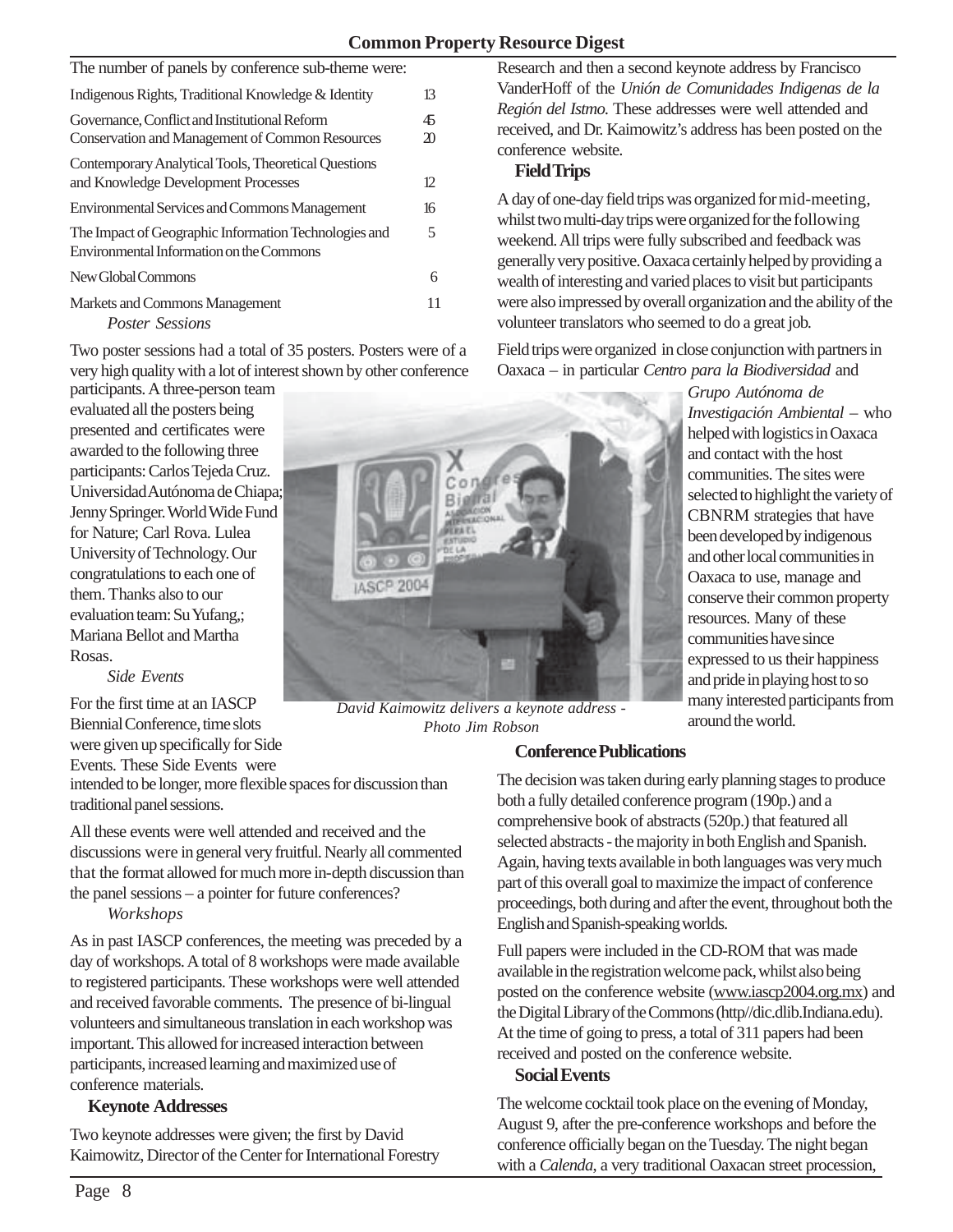The number of panels by conference sub-theme were:

| | |
|---|---|
| Indigenous Rights, Traditional Knowledge & Identity | 13 |
| Governance, Conflict and Institutional Reform | 45 |
| Conservation and Management of Common Resources | 20 |
| Contemporary Analytical Tools, Theoretical Questions and Knowledge Development Processes | 12 |
| Environmental Services and Commons Management | 16 |
| The Impact of Geographic Information Technologies and Environmental Information on the Commons | 5 |
| New Global Commons | 6 |
| Markets and Commons Management | 11 |

*Poster Sessions*

Two poster sessions had a total of 35 posters. Posters were of a very high quality with a lot of interest shown by other conference participants. A three-person team evaluated all the posters being presented and certificates were awarded to the following three participants: Carlos Tejeda Cruz. Universidad Autónoma de Chiapa; Jenny Springer. World Wide Fund for Nature; Carl Rova. Lulea University of Technology. Our congratulations to each one of them. Thanks also to our evaluation team: Su Yufang,; Mariana Bellot and Martha Rosas.

*Side Events*

For the first time at an IASCP Biennial Conference, time slots were given up specifically for Side Events. These Side Events were intended to be longer, more flexible spaces for discussion than traditional panel sessions.

All these events were well attended and received and the discussions were in general very fruitful. Nearly all commented that the format allowed for much more in-depth discussion than the panel sessions – a pointer for future conferences?

*Workshops*

As in past IASCP conferences, the meeting was preceded by a day of workshops. A total of 8 workshops were made available to registered participants. These workshops were well attended and received favorable comments. The presence of bi-lingual volunteers and simultaneous translation in each workshop was important. This allowed for increased interaction between participants, increased learning and maximized use of conference materials.

**Keynote Addresses**

Two keynote addresses were given; the first by David Kaimowitz, Director of the Center for International Forestry Research and then a second keynote address by Francisco VanderHoff of the *Unión de Comunidades Indigenas de la Región del Istmo.* These addresses were well attended and received, and Dr. Kaimowitz's address has been posted on the conference website.

David Kaimowitz delivers a keynote address - Photo Jim Robson

**Field Trips**

A day of one-day field trips was organized for mid-meeting, whilst two multi-day trips were organized for the following weekend. All trips were fully subscribed and feedback was generally very positive. Oaxaca certainly helped by providing a wealth of interesting and varied places to visit but participants were also impressed by overall organization and the ability of the volunteer translators who seemed to do a great job.

Field trips were organized in close conjunction with partners in Oaxaca – in particular *Centro para la Biodiversidad* and *Grupo Autónoma de Investigación Ambiental* – who helped with logistics in Oaxaca and contact with the host communities. The sites were selected to highlight the variety of CBNRM strategies that have been developed by indigenous and other local communities in Oaxaca to use, manage and conserve their common property resources. Many of these communities have since expressed to us their happiness and pride in playing host to so many interested participants from around the world.

**Conference Publications**

The decision was taken during early planning stages to produce both a fully detailed conference program (190p.) and a comprehensive book of abstracts (520p.) that featured all selected abstracts - the majority in both English and Spanish. Again, having texts available in both languages was very much part of this overall goal to maximize the impact of conference proceedings, both during and after the event, throughout both the English and Spanish-speaking worlds.

Full papers were included in the CD-ROM that was made available in the registration welcome pack, whilst also being posted on the conference website (www.iascp2004.org.mx) and the Digital Library of the Commons (http//dlc.dlib.Indiana.edu). At the time of going to press, a total of 311 papers had been received and posted on the conference website.

**Social Events**

The welcome cocktail took place on the evening of Monday, August 9, after the pre-conference workshops and before the conference officially began on the Tuesday. The night began with a *Calenda*, a very traditional Oaxacan street procession,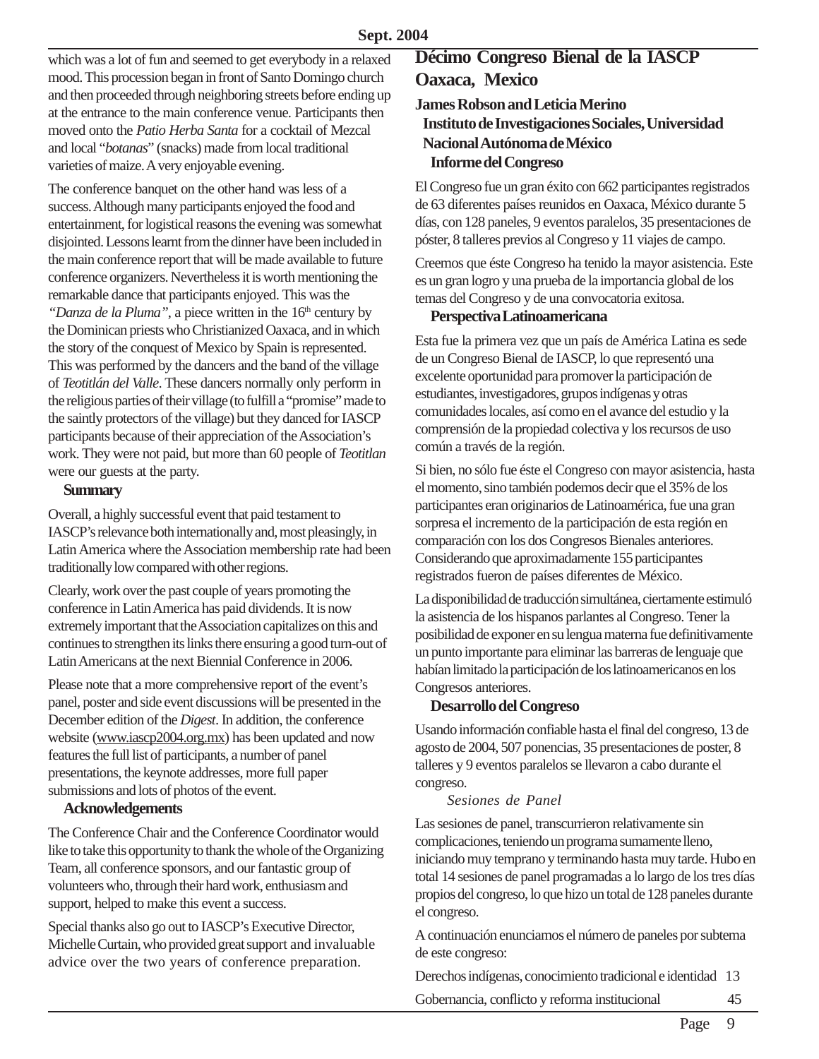which was a lot of fun and seemed to get everybody in a relaxed mood. This procession began in front of Santo Domingo church and then proceeded through neighboring streets before ending up at the entrance to the main conference venue. Participants then moved onto the *Patio Herba Santa* for a cocktail of Mezcal and local "*botanas*" (snacks) made from local traditional varieties of maize. A very enjoyable evening.

The conference banquet on the other hand was less of a success. Although many participants enjoyed the food and entertainment, for logistical reasons the evening was somewhat disjointed. Lessons learnt from the dinner have been included in the main conference report that will be made available to future conference organizers. Nevertheless it is worth mentioning the remarkable dance that participants enjoyed. This was the *"Danza de la Pluma"*, a piece written in the 16th century by the Dominican priests who Christianized Oaxaca, and in which the story of the conquest of Mexico by Spain is represented. This was performed by the dancers and the band of the village of *Teotitlán del Valle*. These dancers normally only perform in the religious parties of their village (to fulfill a "promise" made to the saintly protectors of the village) but they danced for IASCP participants because of their appreciation of the Association's work. They were not paid, but more than 60 people of *Teotitlan* were our guests at the party.

**Summary**

Overall, a highly successful event that paid testament to IASCP's relevance both internationally and, most pleasingly, in Latin America where the Association membership rate had been traditionally low compared with other regions.

Clearly, work over the past couple of years promoting the conference in Latin America has paid dividends. It is now extremely important that the Association capitalizes on this and continues to strengthen its links there ensuring a good turn-out of Latin Americans at the next Biennial Conference in 2006.

Please note that a more comprehensive report of the event's panel, poster and side event discussions will be presented in the December edition of the *Digest*. In addition, the conference website (www.iascp2004.org.mx) has been updated and now features the full list of participants, a number of panel presentations, the keynote addresses, more full paper submissions and lots of photos of the event.

**Acknowledgements**

The Conference Chair and the Conference Coordinator would like to take this opportunity to thank the whole of the Organizing Team, all conference sponsors, and our fantastic group of volunteers who, through their hard work, enthusiasm and support, helped to make this event a success.

Special thanks also go out to IASCP's Executive Director, Michelle Curtain, who provided great support and invaluable advice over the two years of conference preparation.

## Décimo Congreso Bienal de la IASCP Oaxaca, Mexico

**James Robson and Leticia Merino**
**Instituto de Investigaciones Sociales, Universidad Nacional Autónoma de México**

**Informe del Congreso**

El Congreso fue un gran éxito con 662 participantes registrados de 63 diferentes países reunidos en Oaxaca, México durante 5 días, con 128 paneles, 9 eventos paralelos, 35 presentaciones de póster, 8 talleres previos al Congreso y 11 viajes de campo.

Creemos que éste Congreso ha tenido la mayor asistencia. Este es un gran logro y una prueba de la importancia global de los temas del Congreso y de una convocatoria exitosa.

**Perspectiva Latinoamericana**

Esta fue la primera vez que un país de América Latina es sede de un Congreso Bienal de IASCP, lo que representó una excelente oportunidad para promover la participación de estudiantes, investigadores, grupos indígenas y otras comunidades locales, así como en el avance del estudio y la comprensión de la propiedad colectiva y los recursos de uso común a través de la región.

Si bien, no sólo fue éste el Congreso con mayor asistencia, hasta el momento, sino también podemos decir que el 35% de los participantes eran originarios de Latinoamérica, fue una gran sorpresa el incremento de la participación de esta región en comparación con los dos Congresos Bienales anteriores. Considerando que aproximadamente 155 participantes registrados fueron de países diferentes de México.

La disponibilidad de traducción simultánea, ciertamente estimuló la asistencia de los hispanos parlantes al Congreso. Tener la posibilidad de exponer en su lengua materna fue definitivamente un punto importante para eliminar las barreras de lenguaje que habían limitado la participación de los latinoamericanos en los Congresos anteriores.

**Desarrollo del Congreso**

Usando información confiable hasta el final del congreso, 13 de agosto de 2004, 507 ponencias, 35 presentaciones de poster, 8 talleres y 9 eventos paralelos se llevaron a cabo durante el congreso.

*Sesiones de Panel*

Las sesiones de panel, transcurrieron relativamente sin complicaciones, teniendo un programa sumamente lleno, iniciando muy temprano y terminando hasta muy tarde. Hubo en total 14 sesiones de panel programadas a lo largo de los tres días propios del congreso, lo que hizo un total de 128 paneles durante el congreso.

A continuación enunciamos el número de paneles por subtema de este congreso:

| | |
|---|---|
| Derechos indígenas, conocimiento tradicional e identidad | 13 |
| Gobernancia, conflicto y reforma institucional | 45 |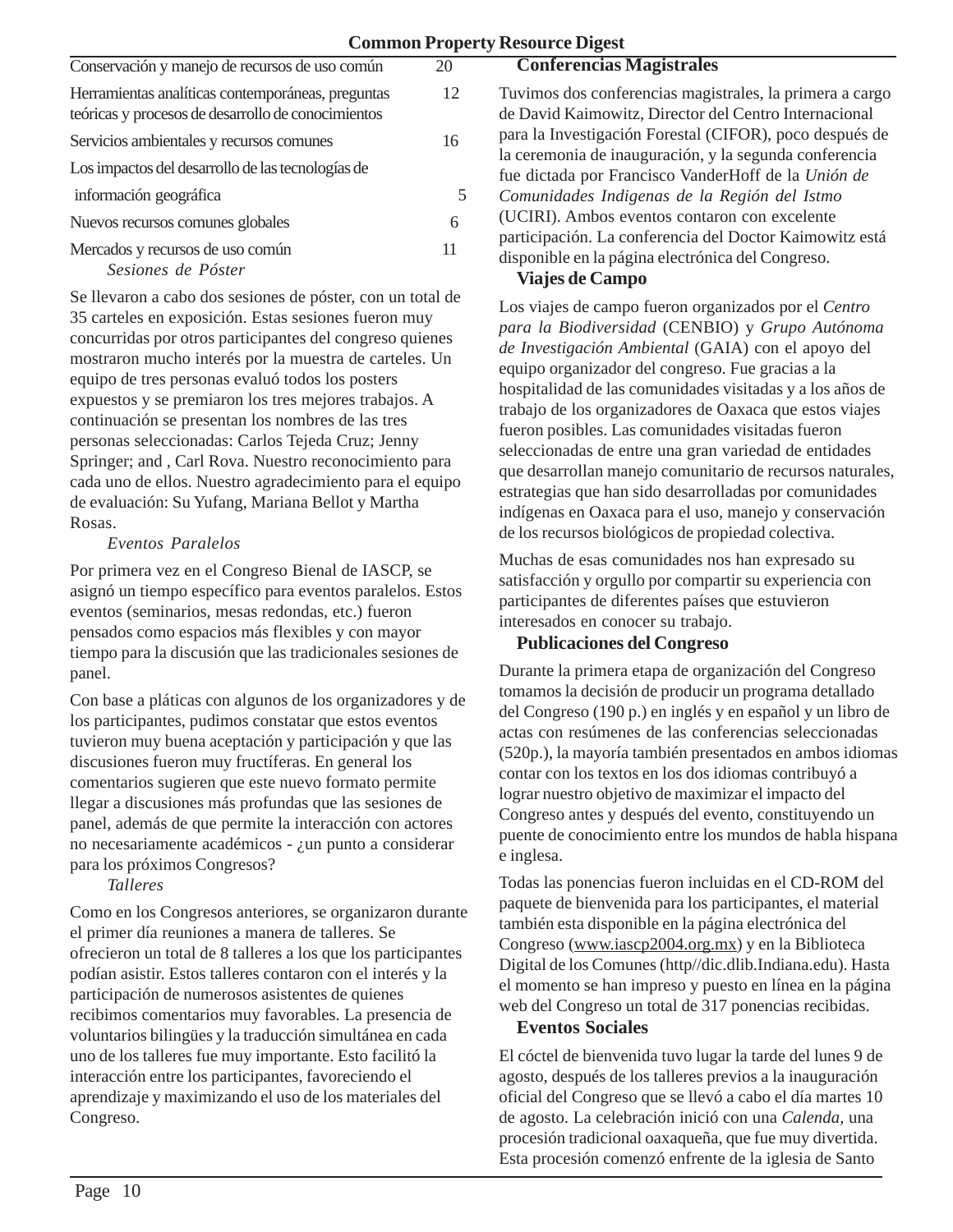| | |
|---|---|
| Conservación y manejo de recursos de uso común | 20 |
| Herramientas analíticas contemporáneas, preguntas teóricas y procesos de desarrollo de conocimientos | 12 |
| Servicios ambientales y recursos comunes | 16 |
| Los impactos del desarrollo de las tecnologías de información geográfica | 5 |
| Nuevos recursos comunes globales | 6 |
| Mercados y recursos de uso común | 11 |

### *Sesiones de Póster*

Se llevaron a cabo dos sesiones de póster, con un total de 35 carteles en exposición. Estas sesiones fueron muy concurridas por otros participantes del congreso quienes mostraron mucho interés por la muestra de carteles. Un equipo de tres personas evaluó todos los posters expuestos y se premiaron los tres mejores trabajos. A continuación se presentan los nombres de las tres personas seleccionadas: Carlos Tejeda Cruz; Jenny Springer; and , Carl Rova. Nuestro reconocimiento para cada uno de ellos. Nuestro agradecimiento para el equipo de evaluación: Su Yufang, Mariana Bellot y Martha Rosas.

### *Eventos Paralelos*

Por primera vez en el Congreso Bienal de IASCP, se asignó un tiempo específico para eventos paralelos. Estos eventos (seminarios, mesas redondas, etc.) fueron pensados como espacios más flexibles y con mayor tiempo para la discusión que las tradicionales sesiones de panel.

Con base a pláticas con algunos de los organizadores y de los participantes, pudimos constatar que estos eventos tuvieron muy buena aceptación y participación y que las discusiones fueron muy fructíferas. En general los comentarios sugieren que este nuevo formato permite llegar a discusiones más profundas que las sesiones de panel, además de que permite la interacción con actores no necesariamente académicos - ¿un punto a considerar para los próximos Congresos?

### *Talleres*

Como en los Congresos anteriores, se organizaron durante el primer día reuniones a manera de talleres. Se ofrecieron un total de 8 talleres a los que los participantes podían asistir. Estos talleres contaron con el interés y la participación de numerosos asistentes de quienes recibimos comentarios muy favorables. La presencia de voluntarios bilingües y la traducción simultánea en cada uno de los talleres fue muy importante. Esto facilitó la interacción entre los participantes, favoreciendo el aprendizaje y maximizando el uso de los materiales del Congreso.

### **Conferencias Magistrales**

Tuvimos dos conferencias magistrales, la primera a cargo de David Kaimowitz, Director del Centro Internacional para la Investigación Forestal (CIFOR), poco después de la ceremonia de inauguración, y la segunda conferencia fue dictada por Francisco VanderHoff de la *Unión de Comunidades Indigenas de la Región del Istmo* (UCIRI). Ambos eventos contaron con excelente participación. La conferencia del Doctor Kaimowitz está disponible en la página electrónica del Congreso.

### **Viajes de Campo**

Los viajes de campo fueron organizados por el *Centro para la Biodiversidad* (CENBIO) y *Grupo Autónoma de Investigación Ambiental* (GAIA) con el apoyo del equipo organizador del congreso. Fue gracias a la hospitalidad de las comunidades visitadas y a los años de trabajo de los organizadores de Oaxaca que estos viajes fueron posibles. Las comunidades visitadas fueron seleccionadas de entre una gran variedad de entidades que desarrollan manejo comunitario de recursos naturales, estrategias que han sido desarrolladas por comunidades indígenas en Oaxaca para el uso, manejo y conservación de los recursos biológicos de propiedad colectiva.

Muchas de esas comunidades nos han expresado su satisfacción y orgullo por compartir su experiencia con participantes de diferentes países que estuvieron interesados en conocer su trabajo.

### **Publicaciones del Congreso**

Durante la primera etapa de organización del Congreso tomamos la decisión de producir un programa detallado del Congreso (190 p.) en inglés y en español y un libro de actas con resúmenes de las conferencias seleccionadas (520p.), la mayoría también presentados en ambos idiomas contar con los textos en los dos idiomas contribuyó a lograr nuestro objetivo de maximizar el impacto del Congreso antes y después del evento, constituyendo un puente de conocimiento entre los mundos de habla hispana e inglesa.

Todas las ponencias fueron incluidas en el CD-ROM del paquete de bienvenida para los participantes, el material también esta disponible en la página electrónica del Congreso (www.iascp2004.org.mx) y en la Biblioteca Digital de los Comunes (http//dic.dlib.Indiana.edu). Hasta el momento se han impreso y puesto en línea en la página web del Congreso un total de 317 ponencias recibidas.

### **Eventos Sociales**

El cóctel de bienvenida tuvo lugar la tarde del lunes 9 de agosto, después de los talleres previos a la inauguración oficial del Congreso que se llevó a cabo el día martes 10 de agosto. La celebración inició con una *Calenda,* una procesión tradicional oaxaqueña, que fue muy divertida. Esta procesión comenzó enfrente de la iglesia de Santo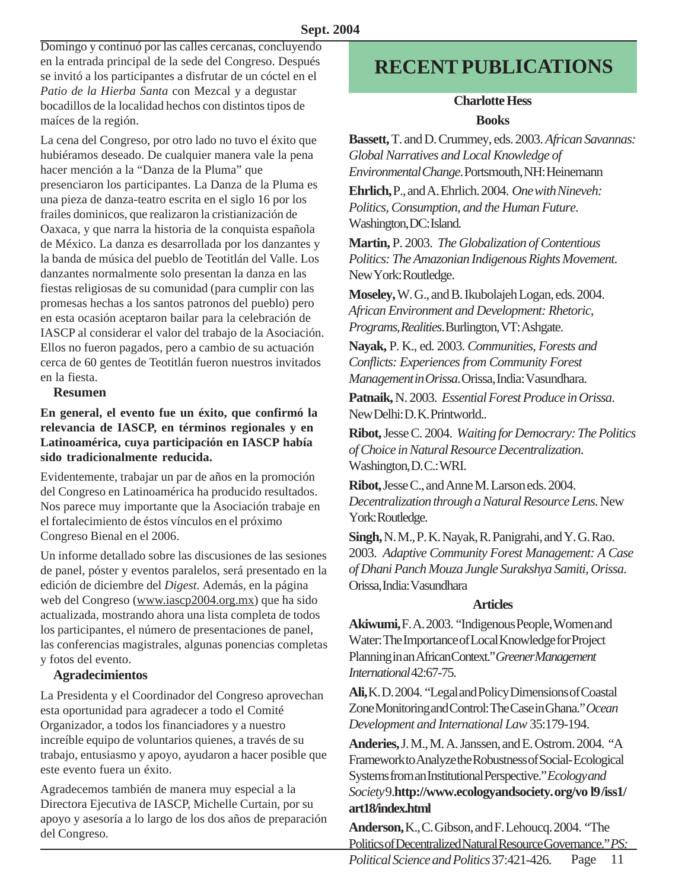Domingo y continuó por las calles cercanas, concluyendo en la entrada principal de la sede del Congreso. Después se invitó a los participantes a disfrutar de un cóctel en el *Patio de la Hierba Santa* con Mezcal y a degustar bocadillos de la localidad hechos con distintos tipos de maíces de la región.

La cena del Congreso, por otro lado no tuvo el éxito que hubiéramos deseado. De cualquier manera vale la pena hacer mención a la "Danza de la Pluma" que presenciaron los participantes. La Danza de la Pluma es una pieza de danza-teatro escrita en el siglo 16 por los frailes dominicos, que realizaron la cristianización de Oaxaca, y que narra la historia de la conquista española de México. La danza es desarrollada por los danzantes y la banda de música del pueblo de Teotitlán del Valle. Los danzantes normalmente solo presentan la danza en las fiestas religiosas de su comunidad (para cumplir con las promesas hechas a los santos patronos del pueblo) pero en esta ocasión aceptaron bailar para la celebración de IASCP al considerar el valor del trabajo de la Asociación. Ellos no fueron pagados, pero a cambio de su actuación cerca de 60 gentes de Teotitlán fueron nuestros invitados en la fiesta.

### Resumen

**En general, el evento fue un éxito, que confirmó la relevancia de IASCP, en términos regionales y en Latinoamérica, cuya participación en IASCP había sido tradicionalmente reducida.**

Evidentemente, trabajar un par de años en la promoción del Congreso en Latinoamérica ha producido resultados. Nos parece muy importante que la Asociación trabaje en el fortalecimiento de éstos vínculos en el próximo Congreso Bienal en el 2006.

Un informe detallado sobre las discusiones de las sesiones de panel, póster y eventos paralelos, será presentado en la edición de diciembre del *Digest*. Además, en la página web del Congreso (www.iascp2004.org.mx) que ha sido actualizada, mostrando ahora una lista completa de todos los participantes, el número de presentaciones de panel, las conferencias magistrales, algunas ponencias completas y fotos del evento.

### Agradecimientos

La Presidenta y el Coordinador del Congreso aprovechan esta oportunidad para agradecer a todo el Comité Organizador, a todos los financiadores y a nuestro increíble equipo de voluntarios quienes, a través de su trabajo, entusiasmo y apoyo, ayudaron a hacer posible que este evento fuera un éxito.

Agradecemos también de manera muy especial a la Directora Ejecutiva de IASCP, Michelle Curtain, por su apoyo y asesoría a lo largo de los dos años de preparación del Congreso.

# RECENT PUBLICATIONS

**Charlotte Hess**

## Books

**Bassett,** T. and D. Crummey, eds. 2003. *African Savannas: Global Narratives and Local Knowledge of Environmental Change*. Portsmouth, NH: Heinemann

**Ehrlich,** P., and A. Ehrlich. 2004. *One with Nineveh: Politics, Consumption, and the Human Future*. Washington, DC: Island.

**Martin,** P. 2003. *The Globalization of Contentious Politics: The Amazonian Indigenous Rights Movement*. New York: Routledge.

**Moseley,** W. G., and B. Ikubolajeh Logan, eds. 2004. *African Environment and Development: Rhetoric, Programs, Realities*. Burlington, VT: Ashgate.

**Nayak,** P. K., ed. 2003. *Communities, Forests and Conflicts: Experiences from Community Forest Management in Orissa*. Orissa, India: Vasundhara.

**Patnaik,** N. 2003. *Essential Forest Produce in Orissa*. New Delhi: D. K. Printworld..

**Ribot,** Jesse C. 2004. *Waiting for Democrary: The Politics of Choice in Natural Resource Decentralization*. Washington, D.C.: WRI.

**Ribot,** Jesse C., and Anne M. Larson eds. 2004. *Decentralization through a Natural Resource Lens*. New York: Routledge.

**Singh,** N. M., P. K. Nayak, R. Panigrahi, and Y. G. Rao. 2003. *Adaptive Community Forest Management: A Case of Dhani Panch Mouza Jungle Surakshya Samiti, Orissa*. Orissa, India: Vasundhara

## Articles

**Akiwumi,** F. A. 2003. "Indigenous People, Women and Water: The Importance of Local Knowledge for Project Planning in an African Context." *Greener Management International* 42:67-75.

**Ali,** K. D. 2004. "Legal and Policy Dimensions of Coastal Zone Monitoring and Control: The Case in Ghana." *Ocean Development and International Law* 35:179-194.

**Anderies,** J. M., M. A. Janssen, and E. Ostrom. 2004. "A Framework to Analyze the Robustness of Social-Ecological Systems from an Institutional Perspective." *Ecology and Society* 9. **http://www.ecologyandsociety.org/vo l9/iss1/art18/index.html**

**Anderson,** K., C. Gibson, and F. Lehoucq. 2004. "The Politics of Decentralized Natural Resource Governance." *PS: Political Science and Politics* 37:421-426.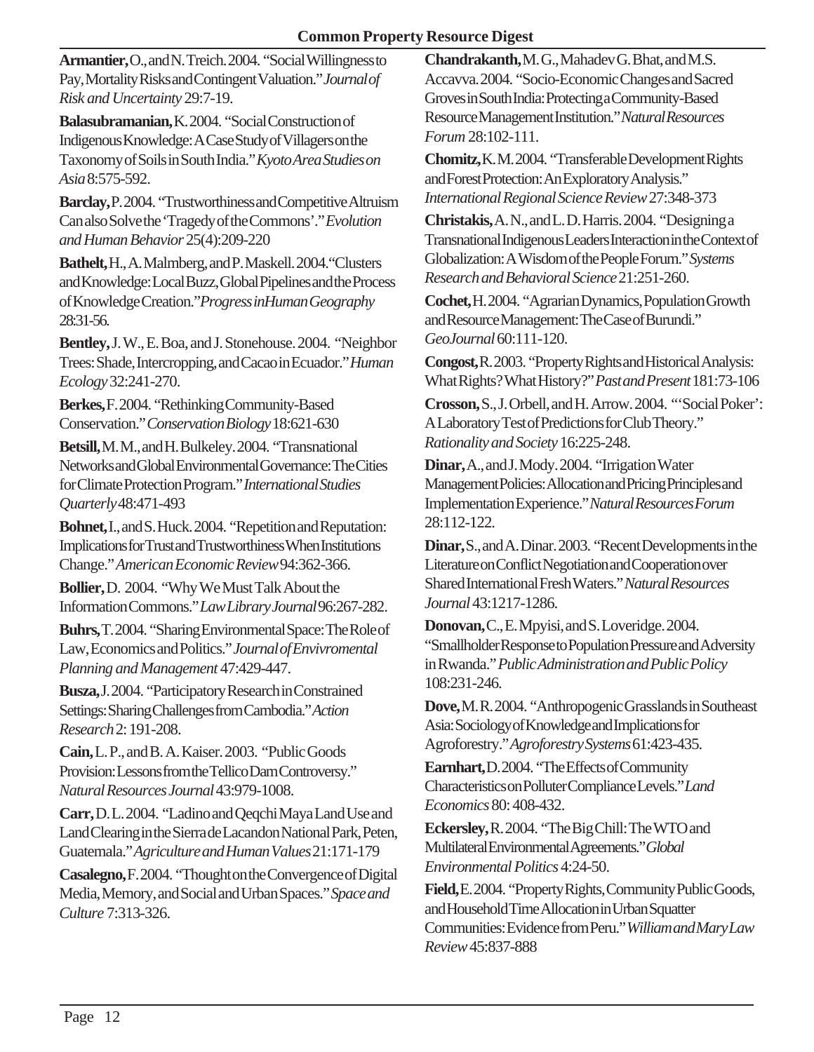**Armantier,** O., and N. Treich. 2004. "Social Willingness to Pay, Mortality Risks and Contingent Valuation." *Journal of Risk and Uncertainty* 29:7-19.

**Balasubramanian,** K. 2004. "Social Construction of Indigenous Knowledge: A Case Study of Villagers on the Taxonomy of Soils in South India." *Kyoto Area Studies on Asia* 8:575-592.

**Barclay,** P. 2004. "Trustworthiness and Competitive Altruism Can also Solve the 'Tragedy of the Commons'." *Evolution and Human Behavior* 25(4):209-220

**Bathelt,** H., A. Malmberg, and P. Maskell. 2004."Clusters and Knowledge: Local Buzz, Global Pipelines and the Process of Knowledge Creation."*Progress inHuman Geography* 28:31-56.

**Bentley,** J. W., E. Boa, and J. Stonehouse. 2004. "Neighbor Trees: Shade, Intercropping, and Cacao in Ecuador." *Human Ecology* 32:241-270.

**Berkes,** F. 2004. "Rethinking Community-Based Conservation." *Conservation Biology* 18:621-630

**Betsill,** M. M., and H. Bulkeley. 2004. "Transnational Networks and Global Environmental Governance: The Cities for Climate Protection Program." *International Studies Quarterly* 48:471-493

**Bohnet,** I., and S. Huck. 2004. "Repetition and Reputation: Implications for Trust and Trustworthiness When Institutions Change." *American Economic Review* 94:362-366.

**Bollier,** D. 2004. "Why We Must Talk About the Information Commons." *Law Library Journal* 96:267-282.

**Buhrs,** T. 2004. "Sharing Environmental Space: The Role of Law, Economics and Politics." *Journal of Envivromental Planning and Management* 47:429-447.

**Busza,** J. 2004. "Participatory Research in Constrained Settings: Sharing Challenges from Cambodia." *Action Research* 2: 191-208.

**Cain,** L. P., and B. A. Kaiser. 2003. "Public Goods Provision: Lessons from the Tellico Dam Controversy." *Natural Resources Journal* 43:979-1008.

**Carr,** D. L. 2004. "Ladino and Qeqchi Maya Land Use and Land Clearing in the Sierra de Lacandon National Park, Peten, Guatemala." *Agriculture and Human Values* 21:171-179

**Casalegno,** F. 2004. "Thought on the Convergence of Digital Media, Memory, and Social and Urban Spaces." *Space and Culture* 7:313-326.

**Chandrakanth,** M. G., Mahadev G. Bhat, and M.S. Accavva. 2004. "Socio-Economic Changes and Sacred Groves in South India: Protecting a Community-Based Resource Management Institution." *Natural Resources Forum* 28:102-111.

**Chomitz,** K. M. 2004. "Transferable Development Rights and Forest Protection: An Exploratory Analysis." *International Regional Science Review* 27:348-373

**Christakis,** A. N., and L. D. Harris. 2004. "Designing a Transnational Indigenous Leaders Interaction in the Context of Globalization: A Wisdom of the People Forum." *Systems Research and Behavioral Science* 21:251-260.

**Cochet,** H. 2004. "Agrarian Dynamics, Population Growth and Resource Management: The Case of Burundi." *GeoJournal* 60:111-120.

**Congost,** R. 2003. "Property Rights and Historical Analysis: What Rights? What History?" *Past and Present* 181:73-106

**Crosson,** S., J. Orbell, and H. Arrow. 2004. "'Social Poker': A Laboratory Test of Predictions for Club Theory." *Rationality and Society* 16:225-248.

**Dinar,** A., and J. Mody. 2004. "Irrigation Water Management Policies: Allocation and Pricing Principles and Implementation Experience." *Natural Resources Forum* 28:112-122.

**Dinar,** S., and A. Dinar. 2003. "Recent Developments in the Literature on Conflict Negotiation and Cooperation over Shared International Fresh Waters." *Natural Resources Journal* 43:1217-1286.

**Donovan,** C., E. Mpyisi, and S. Loveridge. 2004. "Smallholder Response to Population Pressure and Adversity in Rwanda." *Public Administration and Public Policy* 108:231-246.

**Dove,** M. R. 2004. "Anthropogenic Grasslands in Southeast Asia: Sociology of Knowledge and Implications for Agroforestry." *Agroforestry Systems* 61:423-435.

**Earnhart,** D. 2004. "The Effects of Community Characteristics on Polluter Compliance Levels." *Land Economics* 80: 408-432.

**Eckersley,** R. 2004. "The Big Chill: The WTO and Multilateral Environmental Agreements." *Global Environmental Politics* 4:24-50.

**Field,** E. 2004. "Property Rights, Community Public Goods, and Household Time Allocation in Urban Squatter Communities: Evidence from Peru." *William and Mary Law Review* 45:837-888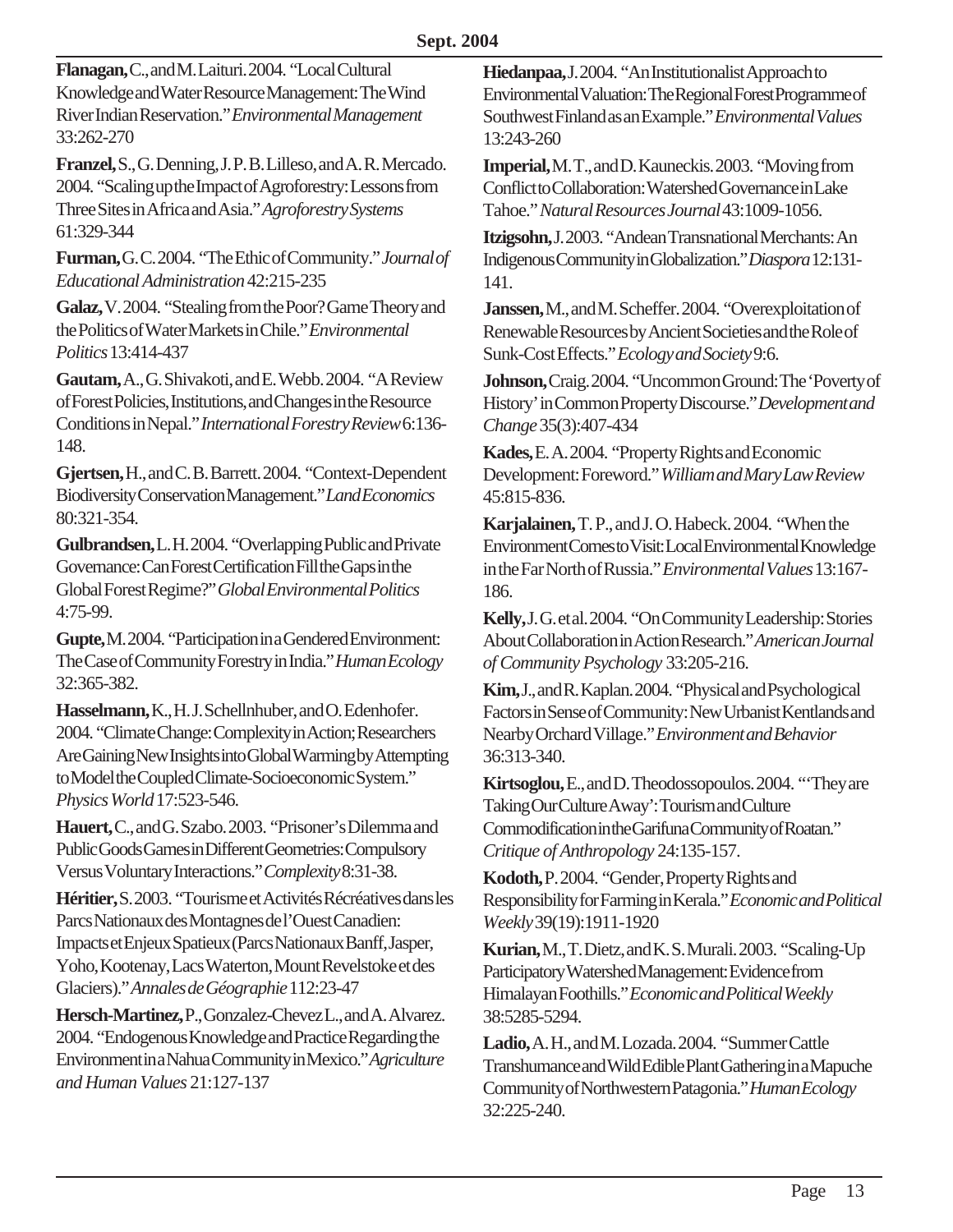**Flanagan,** C., and M. Laituri. 2004. "Local Cultural Knowledge and Water Resource Management: The Wind River Indian Reservation." *Environmental Management* 33:262-270

**Franzel,** S., G. Denning, J. P. B. Lilleso, and A. R. Mercado. 2004. "Scaling up the Impact of Agroforestry: Lessons from Three Sites in Africa and Asia." *Agroforestry Systems* 61:329-344

**Furman,** G. C. 2004. "The Ethic of Community." *Journal of Educational Administration* 42:215-235

**Galaz,** V. 2004. "Stealing from the Poor? Game Theory and the Politics of Water Markets in Chile." *Environmental Politics* 13:414-437

**Gautam,** A., G. Shivakoti, and E. Webb. 2004. "A Review of Forest Policies, Institutions, and Changes in the Resource Conditions in Nepal." *International Forestry Review* 6:136-148.

**Gjertsen,** H., and C. B. Barrett. 2004. "Context-Dependent Biodiversity Conservation Management." *Land Economics* 80:321-354.

**Gulbrandsen,** L. H. 2004. "Overlapping Public and Private Governance: Can Forest Certification Fill the Gaps in the Global Forest Regime?" *Global Environmental Politics* 4:75-99.

**Gupte,** M. 2004. "Participation in a Gendered Environment: The Case of Community Forestry in India." *Human Ecology* 32:365-382.

**Hasselmann,** K., H. J. Schellnhuber, and O. Edenhofer. 2004. "Climate Change: Complexity in Action; Researchers Are Gaining New Insights into Global Warming by Attempting to Model the Coupled Climate-Socioeconomic System." *Physics World* 17:523-546.

**Hauert,** C., and G. Szabo. 2003. "Prisoner's Dilemma and Public Goods Games in Different Geometries: Compulsory Versus Voluntary Interactions." *Complexity* 8:31-38.

**Héritier,** S. 2003. "Tourisme et Activités Récréatives dans les Parcs Nationaux des Montagnes de l'Ouest Canadien: Impacts et Enjeux Spatieux (Parcs Nationaux Banff, Jasper, Yoho, Kootenay, Lacs Waterton, Mount Revelstoke et des Glaciers)." *Annales de Géographie* 112:23-47

**Hersch-Martinez,** P., Gonzalez-Chevez L., and A. Alvarez. 2004. "Endogenous Knowledge and Practice Regarding the Environment in a Nahua Community in Mexico." *Agriculture and Human Values* 21:127-137

**Hiedanpaa,** J. 2004. "An Institutionalist Approach to Environmental Valuation: The Regional Forest Programme of Southwest Finland as an Example." *Environmental Values* 13:243-260

**Imperial,** M. T., and D. Kauneckis. 2003. "Moving from Conflict to Collaboration: Watershed Governance in Lake Tahoe." *Natural Resources Journal* 43:1009-1056.

**Itzigsohn,** J. 2003. "Andean Transnational Merchants: An Indigenous Community in Globalization." *Diaspora* 12:131-141.

**Janssen,** M., and M. Scheffer. 2004. "Overexploitation of Renewable Resources by Ancient Societies and the Role of Sunk-Cost Effects." *Ecology and Society* 9:6.

**Johnson,** Craig. 2004. "Uncommon Ground: The 'Poverty of History' in Common Property Discourse." *Development and Change* 35(3):407-434

**Kades,** E. A. 2004. "Property Rights and Economic Development: Foreword." *William and Mary Law Review* 45:815-836.

**Karjalainen,** T. P., and J. O. Habeck. 2004. "When the Environment Comes to Visit: Local Environmental Knowledge in the Far North of Russia." *Environmental Values* 13:167-186.

**Kelly,** J. G. et al. 2004. "On Community Leadership: Stories About Collaboration in Action Research." *American Journal of Community Psychology* 33:205-216.

**Kim,** J., and R. Kaplan. 2004. "Physical and Psychological Factors in Sense of Community: New Urbanist Kentlands and Nearby Orchard Village." *Environment and Behavior* 36:313-340.

**Kirtsoglou,** E., and D. Theodossopoulos. 2004. "'They are Taking Our Culture Away': Tourism and Culture Commodification in the Garifuna Community of Roatan." *Critique of Anthropology* 24:135-157.

**Kodoth,** P. 2004. "Gender, Property Rights and Responsibility for Farming in Kerala." *Economic and Political Weekly* 39(19):1911-1920

**Kurian,** M., T. Dietz, and K. S. Murali. 2003. "Scaling-Up Participatory Watershed Management: Evidence from Himalayan Foothills." *Economic and Political Weekly* 38:5285-5294.

**Ladio,** A. H., and M. Lozada. 2004. "Summer Cattle Transhumance and Wild Edible Plant Gathering in a Mapuche Community of Northwestern Patagonia." *Human Ecology* 32:225-240.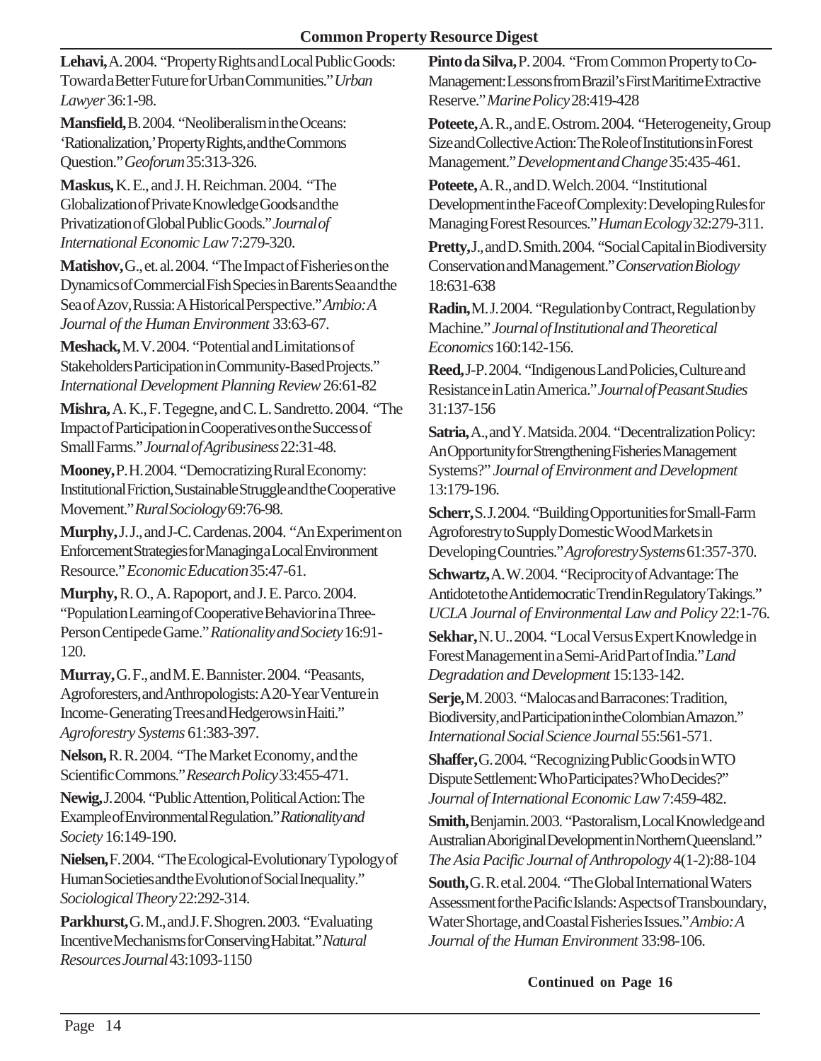**Lehavi,** A. 2004. "Property Rights and Local Public Goods: Toward a Better Future for Urban Communities." *Urban Lawyer* 36:1-98.

**Mansfield,** B. 2004. "Neoliberalism in the Oceans: 'Rationalization,' Property Rights, and the Commons Question." *Geoforum* 35:313-326.

**Maskus,** K. E., and J. H. Reichman. 2004. "The Globalization of Private Knowledge Goods and the Privatization of Global Public Goods." *Journal of International Economic Law* 7:279-320.

**Matishov,** G., et. al. 2004. "The Impact of Fisheries on the Dynamics of Commercial Fish Species in Barents Sea and the Sea of Azov, Russia: A Historical Perspective." *Ambio: A Journal of the Human Environment* 33:63-67.

**Meshack,** M. V. 2004. "Potential and Limitations of Stakeholders Participation in Community-Based Projects." *International Development Planning Review* 26:61-82

**Mishra,** A. K., F. Tegegne, and C. L. Sandretto. 2004. "The Impact of Participation in Cooperatives on the Success of Small Farms." *Journal of Agribusiness* 22:31-48.

**Mooney,** P. H. 2004. "Democratizing Rural Economy: Institutional Friction, Sustainable Struggle and the Cooperative Movement." *Rural Sociology* 69:76-98.

**Murphy,** J. J., and J-C. Cardenas. 2004. "An Experiment on Enforcement Strategies for Managing a Local Environment Resource." *Economic Education* 35:47-61.

**Murphy,** R. O., A. Rapoport, and J. E. Parco. 2004. "Population Learning of Cooperative Behavior in a Three-Person Centipede Game." *Rationality and Society* 16:91-120.

**Murray,** G. F., and M. E. Bannister. 2004. "Peasants, Agroforesters, and Anthropologists: A 20-Year Venture in Income-Generating Trees and Hedgerows in Haiti." *Agroforestry Systems* 61:383-397.

**Nelson,** R. R. 2004. "The Market Economy, and the Scientific Commons." *Research Policy* 33:455-471.

**Newig,** J. 2004. "Public Attention, Political Action: The Example of Environmental Regulation." *Rationality and Society* 16:149-190.

**Nielsen,** F. 2004. "The Ecological-Evolutionary Typology of Human Societies and the Evolution of Social Inequality." *Sociological Theory* 22:292-314.

**Parkhurst,** G. M., and J. F. Shogren. 2003. "Evaluating Incentive Mechanisms for Conserving Habitat." *Natural Resources Journal* 43:1093-1150

**Pinto da Silva,** P. 2004. "From Common Property to Co-Management: Lessons from Brazil's First Maritime Extractive Reserve." *Marine Policy* 28:419-428

**Poteete,** A. R., and E. Ostrom. 2004. "Heterogeneity, Group Size and Collective Action: The Role of Institutions in Forest Management." *Development and Change* 35:435-461.

**Poteete,** A. R., and D. Welch. 2004. "Institutional Development in the Face of Complexity: Developing Rules for Managing Forest Resources." *Human Ecology* 32:279-311.

**Pretty,** J., and D. Smith. 2004. "Social Capital in Biodiversity Conservation and Management." *Conservation Biology* 18:631-638

**Radin,** M. J. 2004. "Regulation by Contract, Regulation by Machine." *Journal of Institutional and Theoretical Economics* 160:142-156.

**Reed,** J-P. 2004. "Indigenous Land Policies, Culture and Resistance in Latin America." *Journal of Peasant Studies* 31:137-156

**Satria,** A., and Y. Matsida. 2004. "Decentralization Policy: An Opportunity for Strengthening Fisheries Management Systems?" *Journal of Environment and Development* 13:179-196.

**Scherr,** S. J. 2004. "Building Opportunities for Small-Farm Agroforestry to Supply Domestic Wood Markets in Developing Countries." *Agroforestry Systems* 61:357-370.

**Schwartz,** A. W. 2004. "Reciprocity of Advantage: The Antidote to the Antidemocratic Trend in Regulatory Takings." *UCLA Journal of Environmental Law and Policy* 22:1-76.

**Sekhar,** N. U.. 2004. "Local Versus Expert Knowledge in Forest Management in a Semi-Arid Part of India." *Land Degradation and Development* 15:133-142.

**Serje,** M. 2003. "Malocas and Barracones: Tradition, Biodiversity, and Participation in the Colombian Amazon." *International Social Science Journal* 55:561-571.

**Shaffer,** G. 2004. "Recognizing Public Goods in WTO Dispute Settlement: Who Participates? Who Decides?" *Journal of International Economic Law* 7:459-482.

**Smith,** Benjamin. 2003. "Pastoralism, Local Knowledge and Australian Aboriginal Development in Northern Queensland." *The Asia Pacific Journal of Anthropology* 4(1-2):88-104

**South,** G. R. et al. 2004. "The Global International Waters Assessment for the Pacific Islands: Aspects of Transboundary, Water Shortage, and Coastal Fisheries Issues." *Ambio: A Journal of the Human Environment* 33:98-106.

**Continued on Page 16**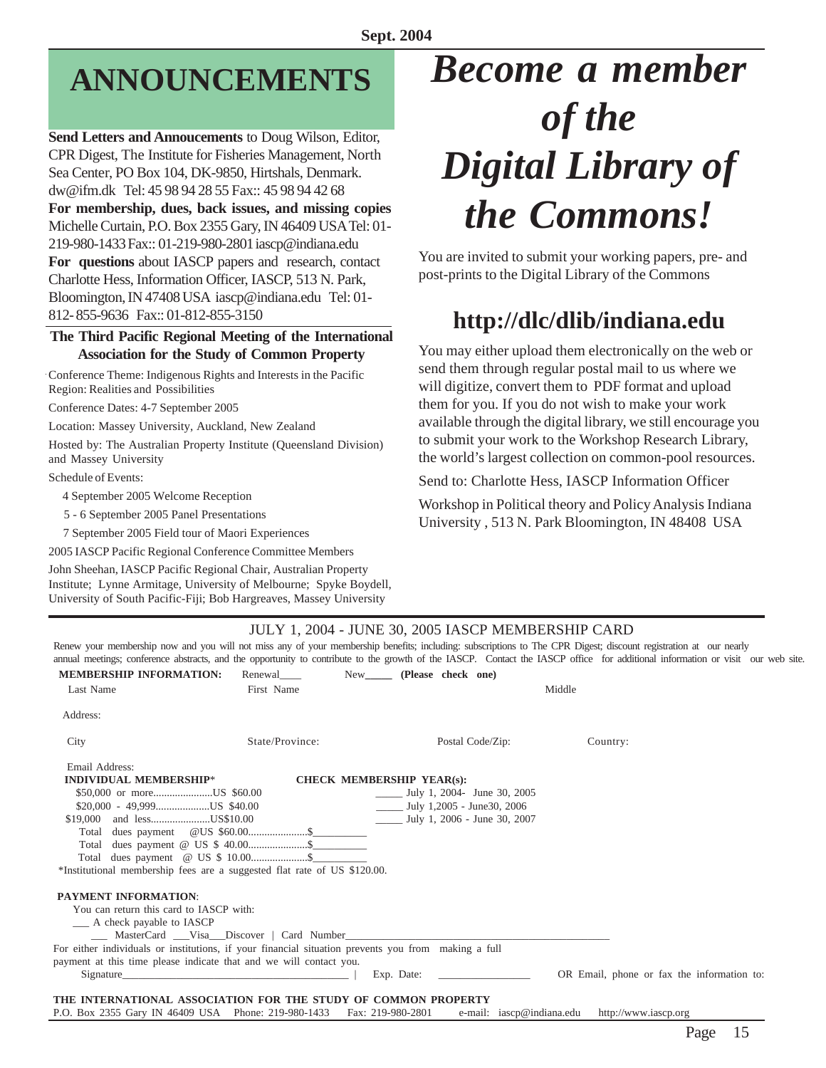# ANNOUNCEMENTS

**Send Letters and Annoucements** to Doug Wilson, Editor, CPR Digest, The Institute for Fisheries Management, North Sea Center, PO Box 104, DK-9850, Hirtshals, Denmark. dw@ifm.dk Tel: 45 98 94 28 55 Fax:: 45 98 94 42 68

**For membership, dues, back issues, and missing copies** Michelle Curtain, P.O. Box 2355 Gary, IN 46409 USA Tel: 01-219-980-1433 Fax:: 01-219-980-2801 iascp@indiana.edu

**For questions** about IASCP papers and research, contact Charlotte Hess, Information Officer, IASCP, 513 N. Park, Bloomington, IN 47408 USA iascp@indiana.edu Tel: 01-812- 855-9636 Fax:: 01-812-855-3150

### The Third Pacific Regional Meeting of the International Association for the Study of Common Property

Conference Theme: Indigenous Rights and Interests in the Pacific Region: Realities and Possibilities

Conference Dates: 4-7 September 2005

Location: Massey University, Auckland, New Zealand

Hosted by: The Australian Property Institute (Queensland Division) and Massey University

Schedule of Events:

- 4 September 2005 Welcome Reception
- 5 - 6 September 2005 Panel Presentations
- 7 September 2005 Field tour of Maori Experiences

2005 IASCP Pacific Regional Conference Committee Members

John Sheehan, IASCP Pacific Regional Chair, Australian Property Institute; Lynne Armitage, University of Melbourne; Spyke Boydell, University of South Pacific-Fiji; Bob Hargreaves, Massey University

# *Become a member of the Digital Library of the Commons!*

You are invited to submit your working papers, pre- and post-prints to the Digital Library of the Commons

## http://dlc/dlib/indiana.edu

You may either upload them electronically on the web or send them through regular postal mail to us where we will digitize, convert them to PDF format and upload them for you. If you do not wish to make your work available through the digital library, we still encourage you to submit your work to the Workshop Research Library, the world's largest collection on common-pool resources.

Send to: Charlotte Hess, IASCP Information Officer

Workshop in Political theory and Policy Analysis Indiana University , 513 N. Park Bloomington, IN 48408 USA

---

## JULY 1, 2004 - JUNE 30, 2005 IASCP MEMBERSHIP CARD

Renew your membership now and you will not miss any of your membership benefits; including: subscriptions to The CPR Digest; discount registration at our nearly annual meetings; conference abstracts, and the opportunity to contribute to the growth of the IASCP. Contact the IASCP office for additional information or visit our web site.

**MEMBERSHIP INFORMATION:** Renewal____ New_____ **(Please check one)**

Last Name First Name Middle

Address:

City State/Province: Postal Code/Zip: Country:

Email Address:

**INDIVIDUAL MEMBERSHIP***

- $50,000 or more......................US $60.00
- $20,000 - 49,999....................US $40.00
- $19,000 and less......................US$10.00
- Total dues payment @US $60.00......................$__________
- Total dues payment @ US $ 40.00......................$__________
- Total dues payment @ US $ 10.00.....................$__________

**CHECK MEMBERSHIP YEAR(s):**

- _____ July 1, 2004- June 30, 2005
- _____ July 1,2005 - June30, 2006
- _____ July 1, 2006 - June 30, 2007

*Institutional membership fees are a suggested flat rate of US $120.00.

**PAYMENT INFORMATION**:

You can return this card to IASCP with:

___ A check payable to IASCP

___ MasterCard ___Visa___Discover | Card Number_______________________________________________

For either individuals or institutions, if your financial situation prevents you from making a full payment at this time please indicate that and we will contact you.

Signature_____________________________________________ | Exp. Date: ________________ OR Email, phone or fax the information to:

**THE INTERNATIONAL ASSOCIATION FOR THE STUDY OF COMMON PROPERTY**

P.O. Box 2355 Gary IN 46409 USA Phone: 219-980-1433 Fax: 219-980-2801 e-mail: iascp@indiana.edu http://www.iascp.org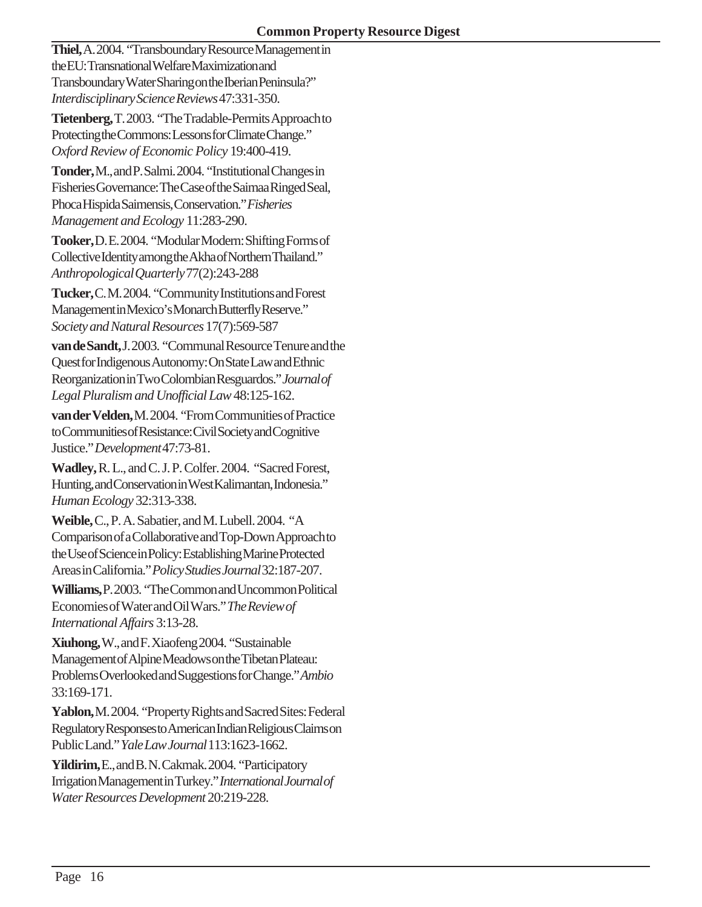**Thiel,** A. 2004. "Transboundary Resource Management in the EU: Transnational Welfare Maximization and Transboundary Water Sharing on the Iberian Peninsula?" *Interdisciplinary Science Reviews* 47:331-350.

**Tietenberg,** T. 2003. "The Tradable-Permits Approach to Protecting the Commons: Lessons for Climate Change." *Oxford Review of Economic Policy* 19:400-419.

**Tonder,** M., and P. Salmi. 2004. "Institutional Changes in Fisheries Governance: The Case of the Saimaa Ringed Seal, Phoca Hispida Saimensis, Conservation." *Fisheries Management and Ecology* 11:283-290.

**Tooker,** D. E. 2004. "Modular Modern: Shifting Forms of Collective Identity among the Akha of Northern Thailand." *Anthropological Quarterly* 77(2):243-288

**Tucker,** C. M. 2004. "Community Institutions and Forest Management in Mexico's Monarch Butterfly Reserve." *Society and Natural Resources* 17(7):569-587

**van de Sandt,** J. 2003. "Communal Resource Tenure and the Quest for Indigenous Autonomy: On State Law and Ethnic Reorganization in Two Colombian Resguardos." *Journal of Legal Pluralism and Unofficial Law* 48:125-162.

**van der Velden,** M. 2004. "From Communities of Practice to Communities of Resistance: Civil Society and Cognitive Justice." *Development* 47:73-81.

**Wadley,** R. L., and C. J. P. Colfer. 2004. "Sacred Forest, Hunting, and Conservation in West Kalimantan, Indonesia." *Human Ecology* 32:313-338.

**Weible,** C., P. A. Sabatier, and M. Lubell. 2004. "A Comparison of a Collaborative and Top-Down Approach to the Use of Science in Policy: Establishing Marine Protected Areas in California." *Policy Studies Journal* 32:187-207.

**Williams,** P. 2003. "The Common and Uncommon Political Economies of Water and Oil Wars." *The Review of International Affairs* 3:13-28.

**Xiuhong,** W., and F. Xiaofeng 2004. "Sustainable Management of Alpine Meadows on the Tibetan Plateau: Problems Overlooked and Suggestions for Change." *Ambio* 33:169-171.

**Yablon,** M. 2004. "Property Rights and Sacred Sites: Federal Regulatory Responses to American Indian Religious Claims on Public Land." *Yale Law Journal* 113:1623-1662.

**Yildirim,** E., and B. N. Cakmak. 2004. "Participatory Irrigation Management in Turkey." *International Journal of Water Resources Development* 20:219-228.